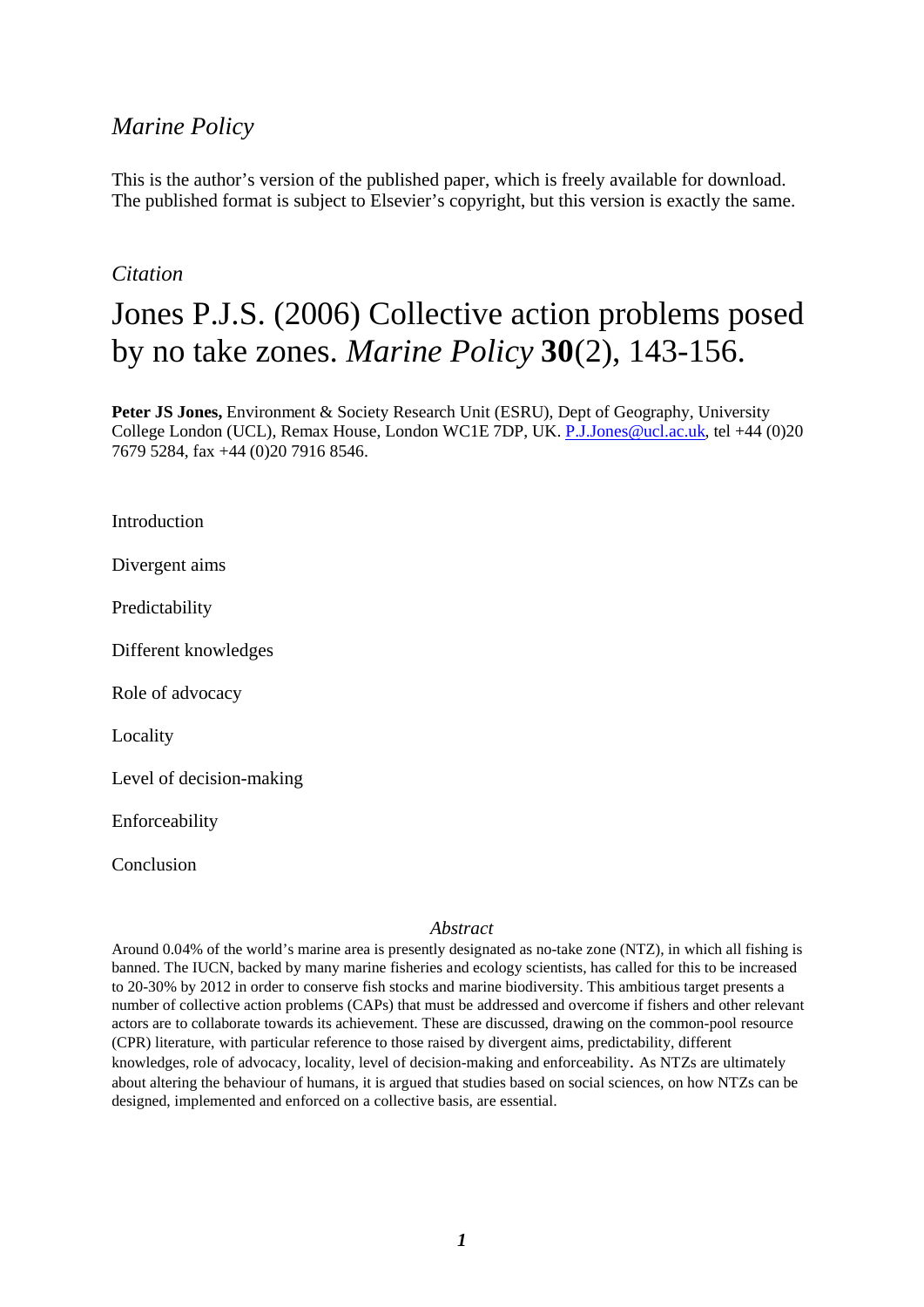*Marine Policy*

This is the author's version of the published paper, which is freely available for download. The published format is subject to Elsevier's copyright, but this version is exactly the same.

*Citation*

# Jones P.J.S. (2006) Collective action problems posed by no take zones. *Marine Policy* **30**(2), 143-156.

**Peter JS Jones,** Environment & Society Research Unit (ESRU), Dept of Geography, University College London (UCL), Remax House, London WC1E 7DP, UK. P.J.Jones@ucl.ac.uk, tel +44 (0)20 7679 5284, fax +44 (0)20 7916 8546.

Introduction

Divergent aims

Predictability

Different knowledges

Role of advocacy

Locality

Level of decision-making

Enforceability

Conclusion

*Abstract*

Around 0.04% of the world's marine area is presently designated as no-take zone (NTZ), in which all fishing is banned. The IUCN, backed by many marine fisheries and ecology scientists, has called for this to be increased to 20-30% by 2012 in order to conserve fish stocks and marine biodiversity. This ambitious target presents a number of collective action problems (CAPs) that must be addressed and overcome if fishers and other relevant actors are to collaborate towards its achievement. These are discussed, drawing on the common-pool resource (CPR) literature, with particular reference to those raised by divergent aims, predictability, different knowledges, role of advocacy, locality, level of decision-making and enforceability. As NTZs are ultimately about altering the behaviour of humans, it is argued that studies based on social sciences, on how NTZs can be designed, implemented and enforced on a collective basis, are essential.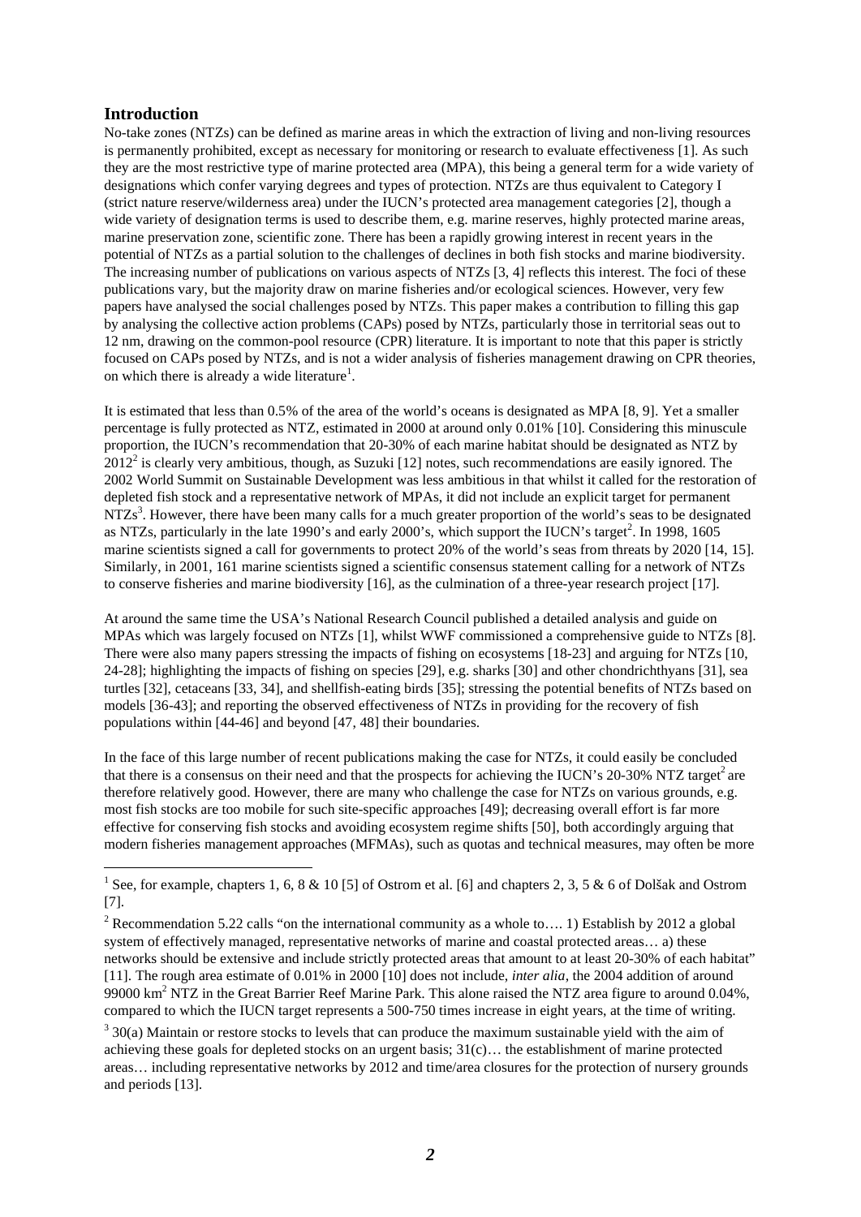## Introduction

No-take zones (NTZs) can be defined as marine areas in which the extraction of living and non-living resources is permanently prohibited, except as necessary for monitoring or research to evaluate effectiveness [1]. As such they are the most restrictive type of marine protected area (MPA), this being a general term for a wide variety of designations which confer varying degrees and types of protection. NTZs are thus equivalent to Category I (strict nature reserve/wilderness area) under the IUCN's protected area management categories [2], though a wide variety of designation terms is used to describe them, e.g. marine reserves, highly protected marine areas, marine preservation zone, scientific zone. There has been a rapidly growing interest in recent years in the potential of NTZs as a partial solution to the challenges of declines in both fish stocks and marine biodiversity. The increasing number of publications on various aspects of NTZs [3, 4] reflects this interest. The foci of these publications vary, but the majority draw on marine fisheries and/or ecological sciences. However, very few papers have analysed the social challenges posed by NTZs. This paper makes a contribution to filling this gap by analysing the collective action problems (CAPs) posed by NTZs, particularly those in territorial seas out to 12 nm, drawing on the common-pool resource (CPR) literature. It is important to note that this paper is strictly focused on CAPs posed by NTZs, and is not a wider analysis of fisheries management drawing on CPR theories, on which there is already a wide literature[1].

It is estimated that less than 0.5% of the area of the world's oceans is designated as MPA [8, 9]. Yet a smaller percentage is fully protected as NTZ, estimated in 2000 at around only 0.01% [10]. Considering this minuscule proportion, the IUCN's recommendation that 20-30% of each marine habitat should be designated as NTZ by 2012[2] is clearly very ambitious, though, as Suzuki [12] notes, such recommendations are easily ignored. The 2002 World Summit on Sustainable Development was less ambitious in that whilst it called for the restoration of depleted fish stock and a representative network of MPAs, it did not include an explicit target for permanent NTZs[3]. However, there have been many calls for a much greater proportion of the world's seas to be designated as NTZs, particularly in the late 1990's and early 2000's, which support the IUCN's target[2]. In 1998, 1605 marine scientists signed a call for governments to protect 20% of the world's seas from threats by 2020 [14, 15]. Similarly, in 2001, 161 marine scientists signed a scientific consensus statement calling for a network of NTZs to conserve fisheries and marine biodiversity [16], as the culmination of a three-year research project [17].

At around the same time the USA's National Research Council published a detailed analysis and guide on MPAs which was largely focused on NTZs [1], whilst WWF commissioned a comprehensive guide to NTZs [8]. There were also many papers stressing the impacts of fishing on ecosystems [18-23] and arguing for NTZs [10, 24-28]; highlighting the impacts of fishing on species [29], e.g. sharks [30] and other chondrichthyans [31], sea turtles [32], cetaceans [33, 34], and shellfish-eating birds [35]; stressing the potential benefits of NTZs based on models [36-43]; and reporting the observed effectiveness of NTZs in providing for the recovery of fish populations within [44-46] and beyond [47, 48] their boundaries.

In the face of this large number of recent publications making the case for NTZs, it could easily be concluded that there is a consensus on their need and that the prospects for achieving the IUCN's 20-30% NTZ target[2] are therefore relatively good. However, there are many who challenge the case for NTZs on various grounds, e.g. most fish stocks are too mobile for such site-specific approaches [49]; decreasing overall effort is far more effective for conserving fish stocks and avoiding ecosystem regime shifts [50], both accordingly arguing that modern fisheries management approaches (MFMAs), such as quotas and technical measures, may often be more

---

[1] See, for example, chapters 1, 6, 8 & 10 [5] of Ostrom et al. [6] and chapters 2, 3, 5 & 6 of Dolšak and Ostrom [7].

[2] Recommendation 5.22 calls "on the international community as a whole to…. 1) Establish by 2012 a global system of effectively managed, representative networks of marine and coastal protected areas… a) these networks should be extensive and include strictly protected areas that amount to at least 20-30% of each habitat" [11]. The rough area estimate of 0.01% in 2000 [10] does not include, *inter alia*, the 2004 addition of around 99000 km$^2$ NTZ in the Great Barrier Reef Marine Park. This alone raised the NTZ area figure to around 0.04%, compared to which the IUCN target represents a 500-750 times increase in eight years, at the time of writing.

[3] 30(a) Maintain or restore stocks to levels that can produce the maximum sustainable yield with the aim of achieving these goals for depleted stocks on an urgent basis; 31(c)… the establishment of marine protected areas… including representative networks by 2012 and time/area closures for the protection of nursery grounds and periods [13].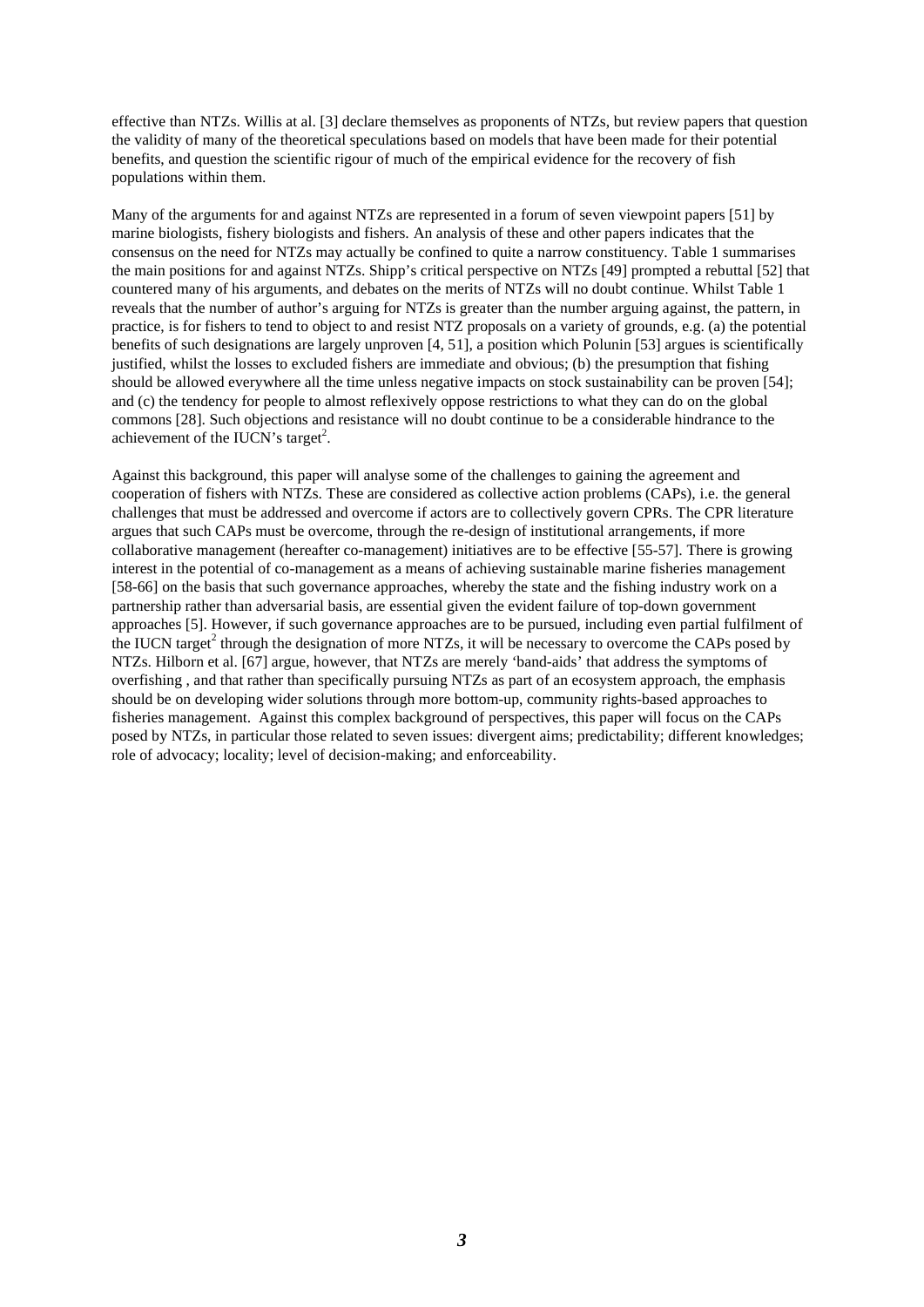effective than NTZs. Willis at al. [3] declare themselves as proponents of NTZs, but review papers that question the validity of many of the theoretical speculations based on models that have been made for their potential benefits, and question the scientific rigour of much of the empirical evidence for the recovery of fish populations within them.

Many of the arguments for and against NTZs are represented in a forum of seven viewpoint papers [51] by marine biologists, fishery biologists and fishers. An analysis of these and other papers indicates that the consensus on the need for NTZs may actually be confined to quite a narrow constituency. Table 1 summarises the main positions for and against NTZs. Shipp's critical perspective on NTZs [49] prompted a rebuttal [52] that countered many of his arguments, and debates on the merits of NTZs will no doubt continue. Whilst Table 1 reveals that the number of author's arguing for NTZs is greater than the number arguing against, the pattern, in practice, is for fishers to tend to object to and resist NTZ proposals on a variety of grounds, e.g. (a) the potential benefits of such designations are largely unproven [4, 51], a position which Polunin [53] argues is scientifically justified, whilst the losses to excluded fishers are immediate and obvious; (b) the presumption that fishing should be allowed everywhere all the time unless negative impacts on stock sustainability can be proven [54]; and (c) the tendency for people to almost reflexively oppose restrictions to what they can do on the global commons [28]. Such objections and resistance will no doubt continue to be a considerable hindrance to the achievement of the IUCN's target[2].

Against this background, this paper will analyse some of the challenges to gaining the agreement and cooperation of fishers with NTZs. These are considered as collective action problems (CAPs), i.e. the general challenges that must be addressed and overcome if actors are to collectively govern CPRs. The CPR literature argues that such CAPs must be overcome, through the re-design of institutional arrangements, if more collaborative management (hereafter co-management) initiatives are to be effective [55-57]. There is growing interest in the potential of co-management as a means of achieving sustainable marine fisheries management [58-66] on the basis that such governance approaches, whereby the state and the fishing industry work on a partnership rather than adversarial basis, are essential given the evident failure of top-down government approaches [5]. However, if such governance approaches are to be pursued, including even partial fulfilment of the IUCN target[2] through the designation of more NTZs, it will be necessary to overcome the CAPs posed by NTZs. Hilborn et al. [67] argue, however, that NTZs are merely 'band-aids' that address the symptoms of overfishing , and that rather than specifically pursuing NTZs as part of an ecosystem approach, the emphasis should be on developing wider solutions through more bottom-up, community rights-based approaches to fisheries management. Against this complex background of perspectives, this paper will focus on the CAPs posed by NTZs, in particular those related to seven issues: divergent aims; predictability; different knowledges; role of advocacy; locality; level of decision-making; and enforceability.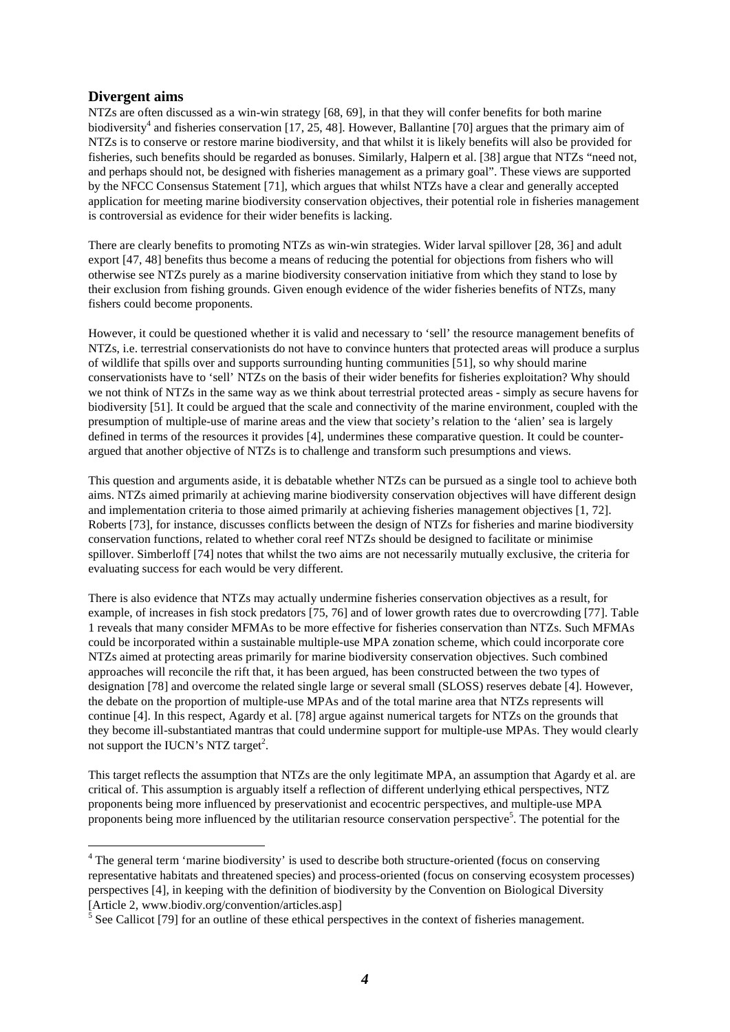## Divergent aims

NTZs are often discussed as a win-win strategy [68, 69], in that they will confer benefits for both marine biodiversity[4] and fisheries conservation [17, 25, 48]. However, Ballantine [70] argues that the primary aim of NTZs is to conserve or restore marine biodiversity, and that whilst it is likely benefits will also be provided for fisheries, such benefits should be regarded as bonuses. Similarly, Halpern et al. [38] argue that NTZs "need not, and perhaps should not, be designed with fisheries management as a primary goal". These views are supported by the NFCC Consensus Statement [71], which argues that whilst NTZs have a clear and generally accepted application for meeting marine biodiversity conservation objectives, their potential role in fisheries management is controversial as evidence for their wider benefits is lacking.

There are clearly benefits to promoting NTZs as win-win strategies. Wider larval spillover [28, 36] and adult export [47, 48] benefits thus become a means of reducing the potential for objections from fishers who will otherwise see NTZs purely as a marine biodiversity conservation initiative from which they stand to lose by their exclusion from fishing grounds. Given enough evidence of the wider fisheries benefits of NTZs, many fishers could become proponents.

However, it could be questioned whether it is valid and necessary to 'sell' the resource management benefits of NTZs, i.e. terrestrial conservationists do not have to convince hunters that protected areas will produce a surplus of wildlife that spills over and supports surrounding hunting communities [51], so why should marine conservationists have to 'sell' NTZs on the basis of their wider benefits for fisheries exploitation? Why should we not think of NTZs in the same way as we think about terrestrial protected areas - simply as secure havens for biodiversity [51]. It could be argued that the scale and connectivity of the marine environment, coupled with the presumption of multiple-use of marine areas and the view that society's relation to the 'alien' sea is largely defined in terms of the resources it provides [4], undermines these comparative question. It could be counter-argued that another objective of NTZs is to challenge and transform such presumptions and views.

This question and arguments aside, it is debatable whether NTZs can be pursued as a single tool to achieve both aims. NTZs aimed primarily at achieving marine biodiversity conservation objectives will have different design and implementation criteria to those aimed primarily at achieving fisheries management objectives [1, 72]. Roberts [73], for instance, discusses conflicts between the design of NTZs for fisheries and marine biodiversity conservation functions, related to whether coral reef NTZs should be designed to facilitate or minimise spillover. Simberloff [74] notes that whilst the two aims are not necessarily mutually exclusive, the criteria for evaluating success for each would be very different.

There is also evidence that NTZs may actually undermine fisheries conservation objectives as a result, for example, of increases in fish stock predators [75, 76] and of lower growth rates due to overcrowding [77]. Table 1 reveals that many consider MFMAs to be more effective for fisheries conservation than NTZs. Such MFMAs could be incorporated within a sustainable multiple-use MPA zonation scheme, which could incorporate core NTZs aimed at protecting areas primarily for marine biodiversity conservation objectives. Such combined approaches will reconcile the rift that, it has been argued, has been constructed between the two types of designation [78] and overcome the related single large or several small (SLOSS) reserves debate [4]. However, the debate on the proportion of multiple-use MPAs and of the total marine area that NTZs represents will continue [4]. In this respect, Agardy et al. [78] argue against numerical targets for NTZs on the grounds that they become ill-substantiated mantras that could undermine support for multiple-use MPAs. They would clearly not support the IUCN's NTZ target[2].

This target reflects the assumption that NTZs are the only legitimate MPA, an assumption that Agardy et al. are critical of. This assumption is arguably itself a reflection of different underlying ethical perspectives, NTZ proponents being more influenced by preservationist and ecocentric perspectives, and multiple-use MPA proponents being more influenced by the utilitarian resource conservation perspective[5]. The potential for the

---

[4] The general term 'marine biodiversity' is used to describe both structure-oriented (focus on conserving representative habitats and threatened species) and process-oriented (focus on conserving ecosystem processes) perspectives [4], in keeping with the definition of biodiversity by the Convention on Biological Diversity [Article 2, www.biodiv.org/convention/articles.asp]

[5] See Callicot [79] for an outline of these ethical perspectives in the context of fisheries management.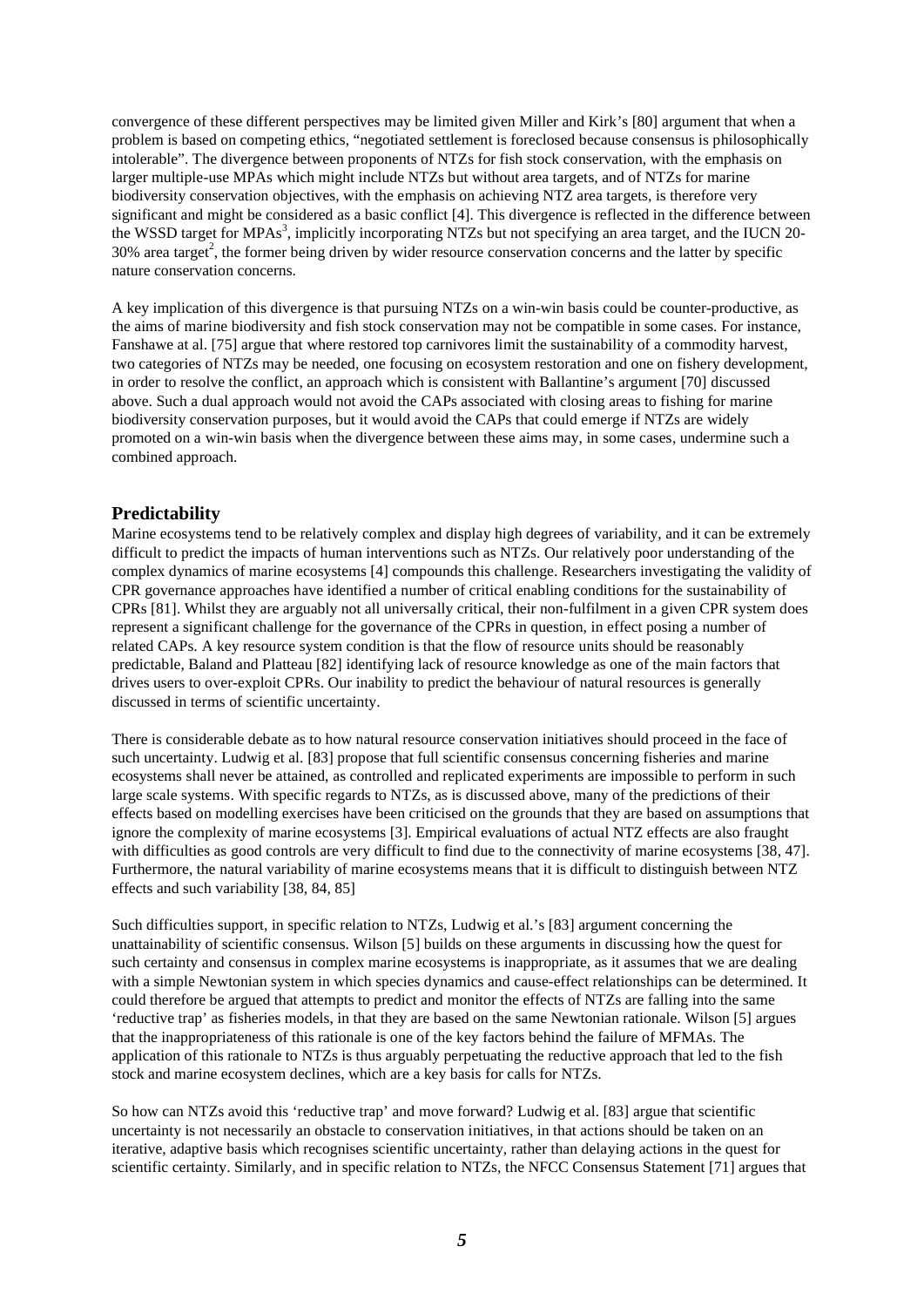convergence of these different perspectives may be limited given Miller and Kirk's [80] argument that when a problem is based on competing ethics, "negotiated settlement is foreclosed because consensus is philosophically intolerable". The divergence between proponents of NTZs for fish stock conservation, with the emphasis on larger multiple-use MPAs which might include NTZs but without area targets, and of NTZs for marine biodiversity conservation objectives, with the emphasis on achieving NTZ area targets, is therefore very significant and might be considered as a basic conflict [4]. This divergence is reflected in the difference between the WSSD target for MPAs[3], implicitly incorporating NTZs but not specifying an area target, and the IUCN 20-30% area target[2], the former being driven by wider resource conservation concerns and the latter by specific nature conservation concerns.

A key implication of this divergence is that pursuing NTZs on a win-win basis could be counter-productive, as the aims of marine biodiversity and fish stock conservation may not be compatible in some cases. For instance, Fanshawe at al. [75] argue that where restored top carnivores limit the sustainability of a commodity harvest, two categories of NTZs may be needed, one focusing on ecosystem restoration and one on fishery development, in order to resolve the conflict, an approach which is consistent with Ballantine's argument [70] discussed above. Such a dual approach would not avoid the CAPs associated with closing areas to fishing for marine biodiversity conservation purposes, but it would avoid the CAPs that could emerge if NTZs are widely promoted on a win-win basis when the divergence between these aims may, in some cases, undermine such a combined approach.

## Predictability

Marine ecosystems tend to be relatively complex and display high degrees of variability, and it can be extremely difficult to predict the impacts of human interventions such as NTZs. Our relatively poor understanding of the complex dynamics of marine ecosystems [4] compounds this challenge. Researchers investigating the validity of CPR governance approaches have identified a number of critical enabling conditions for the sustainability of CPRs [81]. Whilst they are arguably not all universally critical, their non-fulfilment in a given CPR system does represent a significant challenge for the governance of the CPRs in question, in effect posing a number of related CAPs. A key resource system condition is that the flow of resource units should be reasonably predictable, Baland and Platteau [82] identifying lack of resource knowledge as one of the main factors that drives users to over-exploit CPRs. Our inability to predict the behaviour of natural resources is generally discussed in terms of scientific uncertainty.

There is considerable debate as to how natural resource conservation initiatives should proceed in the face of such uncertainty. Ludwig et al. [83] propose that full scientific consensus concerning fisheries and marine ecosystems shall never be attained, as controlled and replicated experiments are impossible to perform in such large scale systems. With specific regards to NTZs, as is discussed above, many of the predictions of their effects based on modelling exercises have been criticised on the grounds that they are based on assumptions that ignore the complexity of marine ecosystems [3]. Empirical evaluations of actual NTZ effects are also fraught with difficulties as good controls are very difficult to find due to the connectivity of marine ecosystems [38, 47]. Furthermore, the natural variability of marine ecosystems means that it is difficult to distinguish between NTZ effects and such variability [38, 84, 85]

Such difficulties support, in specific relation to NTZs, Ludwig et al.'s [83] argument concerning the unattainability of scientific consensus. Wilson [5] builds on these arguments in discussing how the quest for such certainty and consensus in complex marine ecosystems is inappropriate, as it assumes that we are dealing with a simple Newtonian system in which species dynamics and cause-effect relationships can be determined. It could therefore be argued that attempts to predict and monitor the effects of NTZs are falling into the same 'reductive trap' as fisheries models, in that they are based on the same Newtonian rationale. Wilson [5] argues that the inappropriateness of this rationale is one of the key factors behind the failure of MFMAs. The application of this rationale to NTZs is thus arguably perpetuating the reductive approach that led to the fish stock and marine ecosystem declines, which are a key basis for calls for NTZs.

So how can NTZs avoid this 'reductive trap' and move forward? Ludwig et al. [83] argue that scientific uncertainty is not necessarily an obstacle to conservation initiatives, in that actions should be taken on an iterative, adaptive basis which recognises scientific uncertainty, rather than delaying actions in the quest for scientific certainty. Similarly, and in specific relation to NTZs, the NFCC Consensus Statement [71] argues that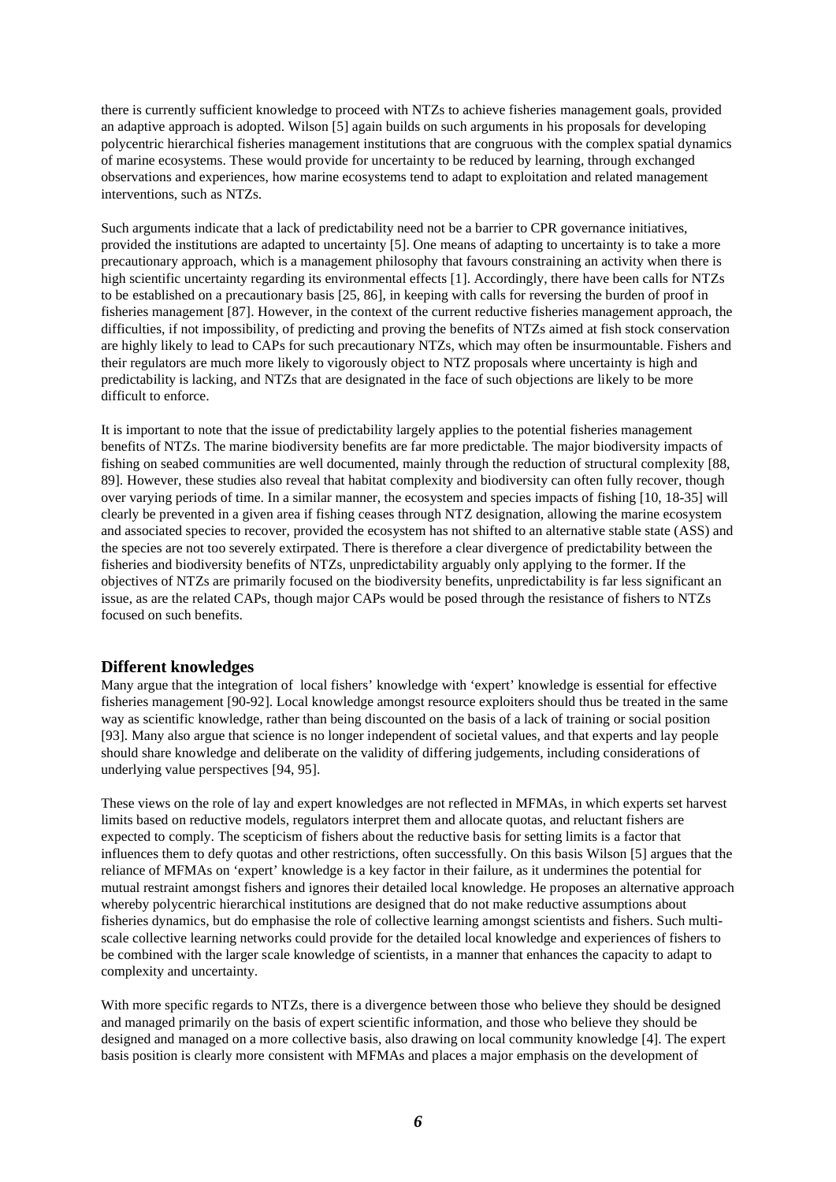there is currently sufficient knowledge to proceed with NTZs to achieve fisheries management goals, provided an adaptive approach is adopted. Wilson [5] again builds on such arguments in his proposals for developing polycentric hierarchical fisheries management institutions that are congruous with the complex spatial dynamics of marine ecosystems. These would provide for uncertainty to be reduced by learning, through exchanged observations and experiences, how marine ecosystems tend to adapt to exploitation and related management interventions, such as NTZs.

Such arguments indicate that a lack of predictability need not be a barrier to CPR governance initiatives, provided the institutions are adapted to uncertainty [5]. One means of adapting to uncertainty is to take a more precautionary approach, which is a management philosophy that favours constraining an activity when there is high scientific uncertainty regarding its environmental effects [1]. Accordingly, there have been calls for NTZs to be established on a precautionary basis [25, 86], in keeping with calls for reversing the burden of proof in fisheries management [87]. However, in the context of the current reductive fisheries management approach, the difficulties, if not impossibility, of predicting and proving the benefits of NTZs aimed at fish stock conservation are highly likely to lead to CAPs for such precautionary NTZs, which may often be insurmountable. Fishers and their regulators are much more likely to vigorously object to NTZ proposals where uncertainty is high and predictability is lacking, and NTZs that are designated in the face of such objections are likely to be more difficult to enforce.

It is important to note that the issue of predictability largely applies to the potential fisheries management benefits of NTZs. The marine biodiversity benefits are far more predictable. The major biodiversity impacts of fishing on seabed communities are well documented, mainly through the reduction of structural complexity [88, 89]. However, these studies also reveal that habitat complexity and biodiversity can often fully recover, though over varying periods of time. In a similar manner, the ecosystem and species impacts of fishing [10, 18-35] will clearly be prevented in a given area if fishing ceases through NTZ designation, allowing the marine ecosystem and associated species to recover, provided the ecosystem has not shifted to an alternative stable state (ASS) and the species are not too severely extirpated. There is therefore a clear divergence of predictability between the fisheries and biodiversity benefits of NTZs, unpredictability arguably only applying to the former. If the objectives of NTZs are primarily focused on the biodiversity benefits, unpredictability is far less significant an issue, as are the related CAPs, though major CAPs would be posed through the resistance of fishers to NTZs focused on such benefits.

## Different knowledges

Many argue that the integration of local fishers' knowledge with 'expert' knowledge is essential for effective fisheries management [90-92]. Local knowledge amongst resource exploiters should thus be treated in the same way as scientific knowledge, rather than being discounted on the basis of a lack of training or social position [93]. Many also argue that science is no longer independent of societal values, and that experts and lay people should share knowledge and deliberate on the validity of differing judgements, including considerations of underlying value perspectives [94, 95].

These views on the role of lay and expert knowledges are not reflected in MFMAs, in which experts set harvest limits based on reductive models, regulators interpret them and allocate quotas, and reluctant fishers are expected to comply. The scepticism of fishers about the reductive basis for setting limits is a factor that influences them to defy quotas and other restrictions, often successfully. On this basis Wilson [5] argues that the reliance of MFMAs on 'expert' knowledge is a key factor in their failure, as it undermines the potential for mutual restraint amongst fishers and ignores their detailed local knowledge. He proposes an alternative approach whereby polycentric hierarchical institutions are designed that do not make reductive assumptions about fisheries dynamics, but do emphasise the role of collective learning amongst scientists and fishers. Such multi-scale collective learning networks could provide for the detailed local knowledge and experiences of fishers to be combined with the larger scale knowledge of scientists, in a manner that enhances the capacity to adapt to complexity and uncertainty.

With more specific regards to NTZs, there is a divergence between those who believe they should be designed and managed primarily on the basis of expert scientific information, and those who believe they should be designed and managed on a more collective basis, also drawing on local community knowledge [4]. The expert basis position is clearly more consistent with MFMAs and places a major emphasis on the development of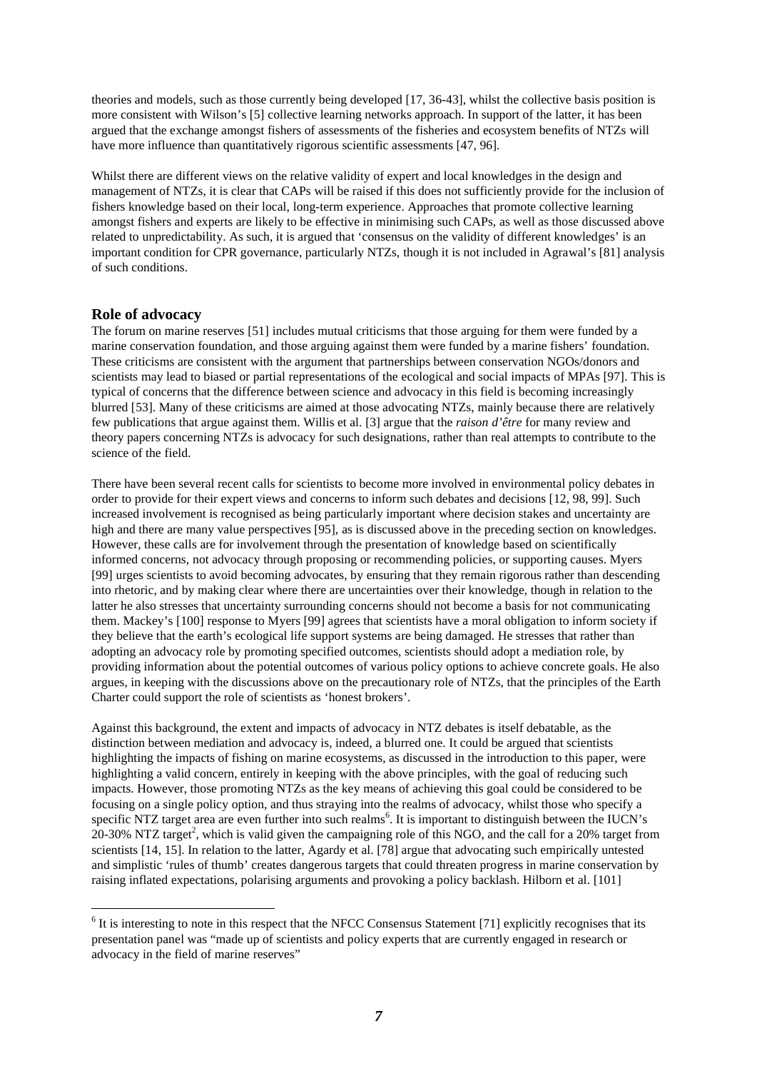theories and models, such as those currently being developed [17, 36-43], whilst the collective basis position is more consistent with Wilson's [5] collective learning networks approach. In support of the latter, it has been argued that the exchange amongst fishers of assessments of the fisheries and ecosystem benefits of NTZs will have more influence than quantitatively rigorous scientific assessments [47, 96].

Whilst there are different views on the relative validity of expert and local knowledges in the design and management of NTZs, it is clear that CAPs will be raised if this does not sufficiently provide for the inclusion of fishers knowledge based on their local, long-term experience. Approaches that promote collective learning amongst fishers and experts are likely to be effective in minimising such CAPs, as well as those discussed above related to unpredictability. As such, it is argued that 'consensus on the validity of different knowledges' is an important condition for CPR governance, particularly NTZs, though it is not included in Agrawal's [81] analysis of such conditions.

## Role of advocacy

The forum on marine reserves [51] includes mutual criticisms that those arguing for them were funded by a marine conservation foundation, and those arguing against them were funded by a marine fishers' foundation. These criticisms are consistent with the argument that partnerships between conservation NGOs/donors and scientists may lead to biased or partial representations of the ecological and social impacts of MPAs [97]. This is typical of concerns that the difference between science and advocacy in this field is becoming increasingly blurred [53]. Many of these criticisms are aimed at those advocating NTZs, mainly because there are relatively few publications that argue against them. Willis et al. [3] argue that the *raison d'être* for many review and theory papers concerning NTZs is advocacy for such designations, rather than real attempts to contribute to the science of the field.

There have been several recent calls for scientists to become more involved in environmental policy debates in order to provide for their expert views and concerns to inform such debates and decisions [12, 98, 99]. Such increased involvement is recognised as being particularly important where decision stakes and uncertainty are high and there are many value perspectives [95], as is discussed above in the preceding section on knowledges. However, these calls are for involvement through the presentation of knowledge based on scientifically informed concerns, not advocacy through proposing or recommending policies, or supporting causes. Myers [99] urges scientists to avoid becoming advocates, by ensuring that they remain rigorous rather than descending into rhetoric, and by making clear where there are uncertainties over their knowledge, though in relation to the latter he also stresses that uncertainty surrounding concerns should not become a basis for not communicating them. Mackey's [100] response to Myers [99] agrees that scientists have a moral obligation to inform society if they believe that the earth's ecological life support systems are being damaged. He stresses that rather than adopting an advocacy role by promoting specified outcomes, scientists should adopt a mediation role, by providing information about the potential outcomes of various policy options to achieve concrete goals. He also argues, in keeping with the discussions above on the precautionary role of NTZs, that the principles of the Earth Charter could support the role of scientists as 'honest brokers'.

Against this background, the extent and impacts of advocacy in NTZ debates is itself debatable, as the distinction between mediation and advocacy is, indeed, a blurred one. It could be argued that scientists highlighting the impacts of fishing on marine ecosystems, as discussed in the introduction to this paper, were highlighting a valid concern, entirely in keeping with the above principles, with the goal of reducing such impacts. However, those promoting NTZs as the key means of achieving this goal could be considered to be focusing on a single policy option, and thus straying into the realms of advocacy, whilst those who specify a specific NTZ target area are even further into such realms[6]. It is important to distinguish between the IUCN's 20-30% NTZ target[2], which is valid given the campaigning role of this NGO, and the call for a 20% target from scientists [14, 15]. In relation to the latter, Agardy et al. [78] argue that advocating such empirically untested and simplistic 'rules of thumb' creates dangerous targets that could threaten progress in marine conservation by raising inflated expectations, polarising arguments and provoking a policy backlash. Hilborn et al. [101]

---

[6] It is interesting to note in this respect that the NFCC Consensus Statement [71] explicitly recognises that its presentation panel was "made up of scientists and policy experts that are currently engaged in research or advocacy in the field of marine reserves"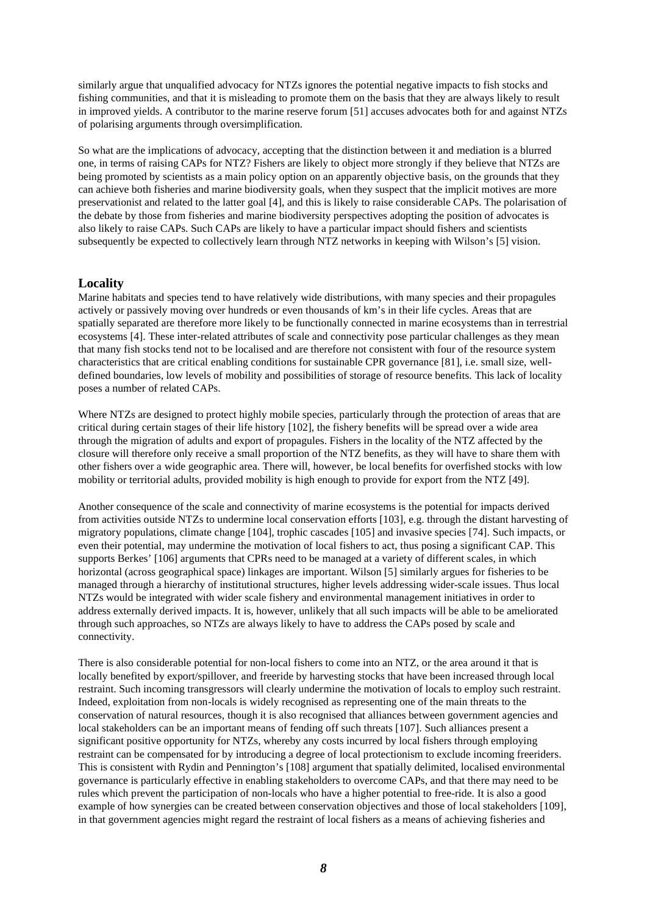similarly argue that unqualified advocacy for NTZs ignores the potential negative impacts to fish stocks and fishing communities, and that it is misleading to promote them on the basis that they are always likely to result in improved yields. A contributor to the marine reserve forum [51] accuses advocates both for and against NTZs of polarising arguments through oversimplification.

So what are the implications of advocacy, accepting that the distinction between it and mediation is a blurred one, in terms of raising CAPs for NTZ? Fishers are likely to object more strongly if they believe that NTZs are being promoted by scientists as a main policy option on an apparently objective basis, on the grounds that they can achieve both fisheries and marine biodiversity goals, when they suspect that the implicit motives are more preservationist and related to the latter goal [4], and this is likely to raise considerable CAPs. The polarisation of the debate by those from fisheries and marine biodiversity perspectives adopting the position of advocates is also likely to raise CAPs. Such CAPs are likely to have a particular impact should fishers and scientists subsequently be expected to collectively learn through NTZ networks in keeping with Wilson's [5] vision.

## Locality

Marine habitats and species tend to have relatively wide distributions, with many species and their propagules actively or passively moving over hundreds or even thousands of km's in their life cycles. Areas that are spatially separated are therefore more likely to be functionally connected in marine ecosystems than in terrestrial ecosystems [4]. These inter-related attributes of scale and connectivity pose particular challenges as they mean that many fish stocks tend not to be localised and are therefore not consistent with four of the resource system characteristics that are critical enabling conditions for sustainable CPR governance [81], i.e. small size, well-defined boundaries, low levels of mobility and possibilities of storage of resource benefits. This lack of locality poses a number of related CAPs.

Where NTZs are designed to protect highly mobile species, particularly through the protection of areas that are critical during certain stages of their life history [102], the fishery benefits will be spread over a wide area through the migration of adults and export of propagules. Fishers in the locality of the NTZ affected by the closure will therefore only receive a small proportion of the NTZ benefits, as they will have to share them with other fishers over a wide geographic area. There will, however, be local benefits for overfished stocks with low mobility or territorial adults, provided mobility is high enough to provide for export from the NTZ [49].

Another consequence of the scale and connectivity of marine ecosystems is the potential for impacts derived from activities outside NTZs to undermine local conservation efforts [103], e.g. through the distant harvesting of migratory populations, climate change [104], trophic cascades [105] and invasive species [74]. Such impacts, or even their potential, may undermine the motivation of local fishers to act, thus posing a significant CAP. This supports Berkes' [106] arguments that CPRs need to be managed at a variety of different scales, in which horizontal (across geographical space) linkages are important. Wilson [5] similarly argues for fisheries to be managed through a hierarchy of institutional structures, higher levels addressing wider-scale issues. Thus local NTZs would be integrated with wider scale fishery and environmental management initiatives in order to address externally derived impacts. It is, however, unlikely that all such impacts will be able to be ameliorated through such approaches, so NTZs are always likely to have to address the CAPs posed by scale and connectivity.

There is also considerable potential for non-local fishers to come into an NTZ, or the area around it that is locally benefited by export/spillover, and freeride by harvesting stocks that have been increased through local restraint. Such incoming transgressors will clearly undermine the motivation of locals to employ such restraint. Indeed, exploitation from non-locals is widely recognised as representing one of the main threats to the conservation of natural resources, though it is also recognised that alliances between government agencies and local stakeholders can be an important means of fending off such threats [107]. Such alliances present a significant positive opportunity for NTZs, whereby any costs incurred by local fishers through employing restraint can be compensated for by introducing a degree of local protectionism to exclude incoming freeriders. This is consistent with Rydin and Pennington's [108] argument that spatially delimited, localised environmental governance is particularly effective in enabling stakeholders to overcome CAPs, and that there may need to be rules which prevent the participation of non-locals who have a higher potential to free-ride. It is also a good example of how synergies can be created between conservation objectives and those of local stakeholders [109], in that government agencies might regard the restraint of local fishers as a means of achieving fisheries and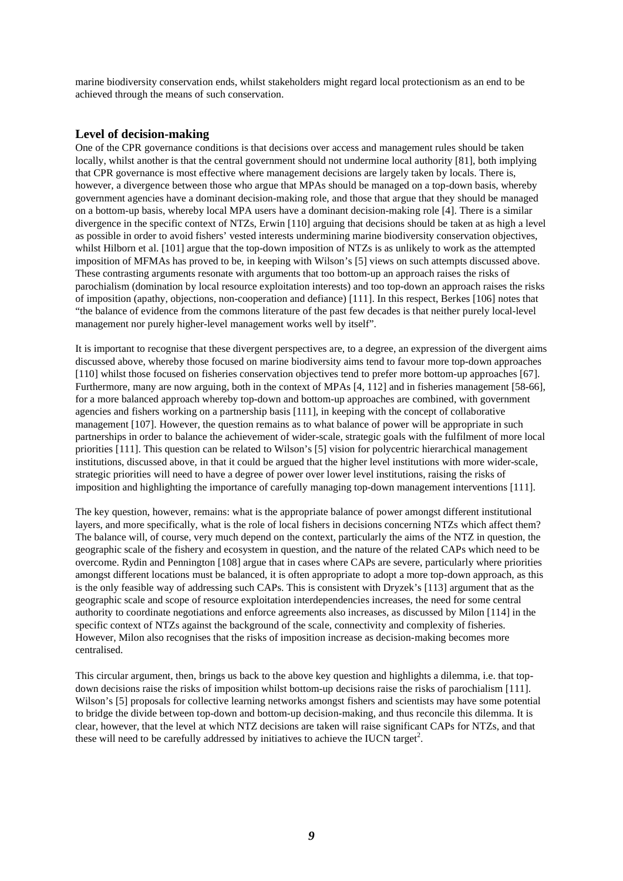marine biodiversity conservation ends, whilst stakeholders might regard local protectionism as an end to be achieved through the means of such conservation.

## Level of decision-making

One of the CPR governance conditions is that decisions over access and management rules should be taken locally, whilst another is that the central government should not undermine local authority [81], both implying that CPR governance is most effective where management decisions are largely taken by locals. There is, however, a divergence between those who argue that MPAs should be managed on a top-down basis, whereby government agencies have a dominant decision-making role, and those that argue that they should be managed on a bottom-up basis, whereby local MPA users have a dominant decision-making role [4]. There is a similar divergence in the specific context of NTZs, Erwin [110] arguing that decisions should be taken at as high a level as possible in order to avoid fishers' vested interests undermining marine biodiversity conservation objectives, whilst Hilborn et al. [101] argue that the top-down imposition of NTZs is as unlikely to work as the attempted imposition of MFMAs has proved to be, in keeping with Wilson's [5] views on such attempts discussed above. These contrasting arguments resonate with arguments that too bottom-up an approach raises the risks of parochialism (domination by local resource exploitation interests) and too top-down an approach raises the risks of imposition (apathy, objections, non-cooperation and defiance) [111]. In this respect, Berkes [106] notes that "the balance of evidence from the commons literature of the past few decades is that neither purely local-level management nor purely higher-level management works well by itself".

It is important to recognise that these divergent perspectives are, to a degree, an expression of the divergent aims discussed above, whereby those focused on marine biodiversity aims tend to favour more top-down approaches [110] whilst those focused on fisheries conservation objectives tend to prefer more bottom-up approaches [67]. Furthermore, many are now arguing, both in the context of MPAs [4, 112] and in fisheries management [58-66], for a more balanced approach whereby top-down and bottom-up approaches are combined, with government agencies and fishers working on a partnership basis [111], in keeping with the concept of collaborative management [107]. However, the question remains as to what balance of power will be appropriate in such partnerships in order to balance the achievement of wider-scale, strategic goals with the fulfilment of more local priorities [111]. This question can be related to Wilson's [5] vision for polycentric hierarchical management institutions, discussed above, in that it could be argued that the higher level institutions with more wider-scale, strategic priorities will need to have a degree of power over lower level institutions, raising the risks of imposition and highlighting the importance of carefully managing top-down management interventions [111].

The key question, however, remains: what is the appropriate balance of power amongst different institutional layers, and more specifically, what is the role of local fishers in decisions concerning NTZs which affect them? The balance will, of course, very much depend on the context, particularly the aims of the NTZ in question, the geographic scale of the fishery and ecosystem in question, and the nature of the related CAPs which need to be overcome. Rydin and Pennington [108] argue that in cases where CAPs are severe, particularly where priorities amongst different locations must be balanced, it is often appropriate to adopt a more top-down approach, as this is the only feasible way of addressing such CAPs. This is consistent with Dryzek's [113] argument that as the geographic scale and scope of resource exploitation interdependencies increases, the need for some central authority to coordinate negotiations and enforce agreements also increases, as discussed by Milon [114] in the specific context of NTZs against the background of the scale, connectivity and complexity of fisheries. However, Milon also recognises that the risks of imposition increase as decision-making becomes more centralised.

This circular argument, then, brings us back to the above key question and highlights a dilemma, i.e. that top-down decisions raise the risks of imposition whilst bottom-up decisions raise the risks of parochialism [111]. Wilson's [5] proposals for collective learning networks amongst fishers and scientists may have some potential to bridge the divide between top-down and bottom-up decision-making, and thus reconcile this dilemma. It is clear, however, that the level at which NTZ decisions are taken will raise significant CAPs for NTZs, and that these will need to be carefully addressed by initiatives to achieve the IUCN target[2].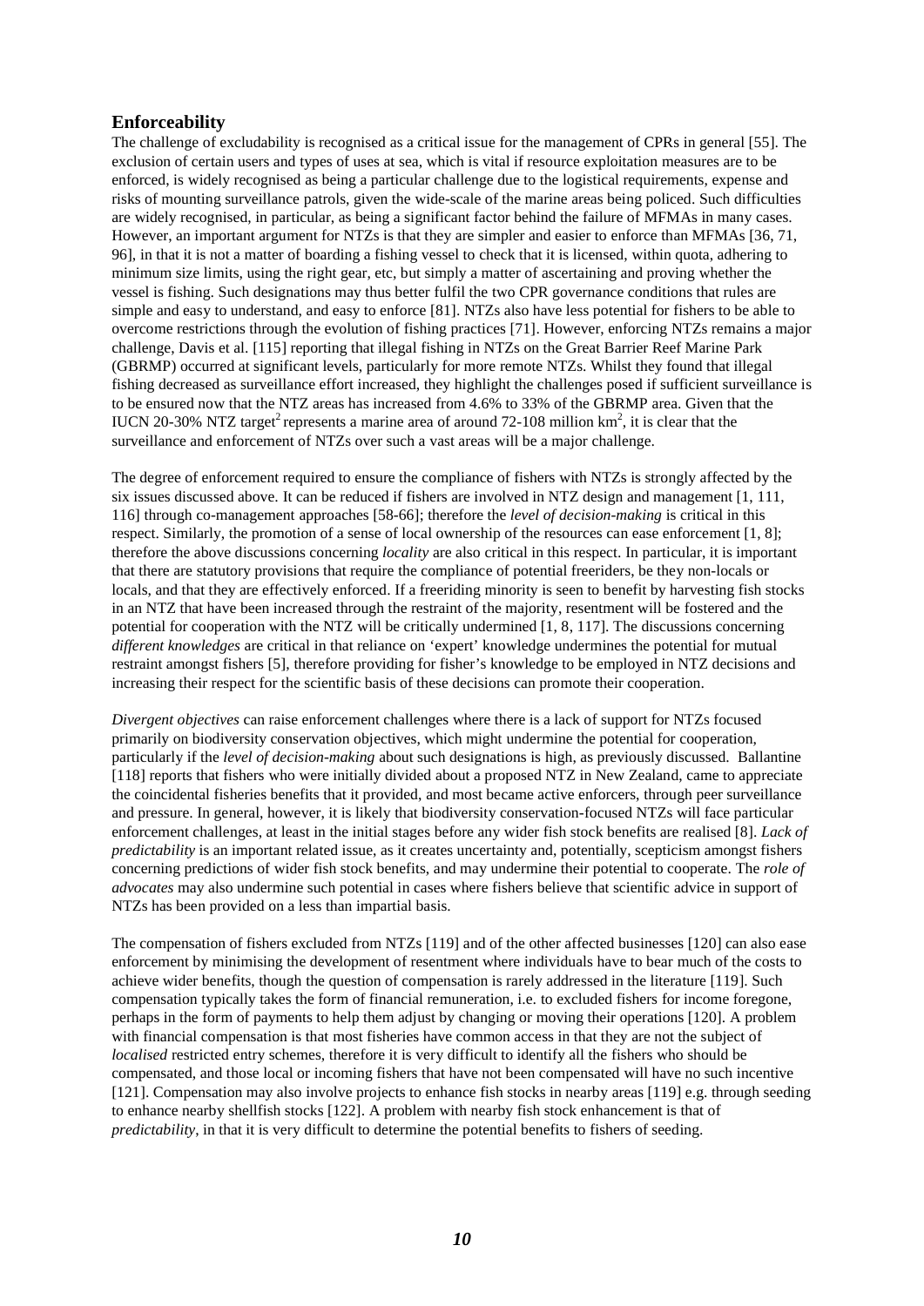## Enforceability

The challenge of excludability is recognised as a critical issue for the management of CPRs in general [55]. The exclusion of certain users and types of uses at sea, which is vital if resource exploitation measures are to be enforced, is widely recognised as being a particular challenge due to the logistical requirements, expense and risks of mounting surveillance patrols, given the wide-scale of the marine areas being policed. Such difficulties are widely recognised, in particular, as being a significant factor behind the failure of MFMAs in many cases. However, an important argument for NTZs is that they are simpler and easier to enforce than MFMAs [36, 71, 96], in that it is not a matter of boarding a fishing vessel to check that it is licensed, within quota, adhering to minimum size limits, using the right gear, etc, but simply a matter of ascertaining and proving whether the vessel is fishing. Such designations may thus better fulfil the two CPR governance conditions that rules are simple and easy to understand, and easy to enforce [81]. NTZs also have less potential for fishers to be able to overcome restrictions through the evolution of fishing practices [71]. However, enforcing NTZs remains a major challenge, Davis et al. [115] reporting that illegal fishing in NTZs on the Great Barrier Reef Marine Park (GBRMP) occurred at significant levels, particularly for more remote NTZs. Whilst they found that illegal fishing decreased as surveillance effort increased, they highlight the challenges posed if sufficient surveillance is to be ensured now that the NTZ areas has increased from 4.6% to 33% of the GBRMP area. Given that the IUCN 20-30% NTZ target[2] represents a marine area of around 72-108 million km$^2$, it is clear that the surveillance and enforcement of NTZs over such a vast areas will be a major challenge.

The degree of enforcement required to ensure the compliance of fishers with NTZs is strongly affected by the six issues discussed above. It can be reduced if fishers are involved in NTZ design and management [1, 111, 116] through co-management approaches [58-66]; therefore the *level of decision-making* is critical in this respect. Similarly, the promotion of a sense of local ownership of the resources can ease enforcement [1, 8]; therefore the above discussions concerning *locality* are also critical in this respect. In particular, it is important that there are statutory provisions that require the compliance of potential freeriders, be they non-locals or locals, and that they are effectively enforced. If a freeriding minority is seen to benefit by harvesting fish stocks in an NTZ that have been increased through the restraint of the majority, resentment will be fostered and the potential for cooperation with the NTZ will be critically undermined [1, 8, 117]. The discussions concerning *different knowledges* are critical in that reliance on 'expert' knowledge undermines the potential for mutual restraint amongst fishers [5], therefore providing for fisher's knowledge to be employed in NTZ decisions and increasing their respect for the scientific basis of these decisions can promote their cooperation.

*Divergent objectives* can raise enforcement challenges where there is a lack of support for NTZs focused primarily on biodiversity conservation objectives, which might undermine the potential for cooperation, particularly if the *level of decision-making* about such designations is high, as previously discussed. Ballantine [118] reports that fishers who were initially divided about a proposed NTZ in New Zealand, came to appreciate the coincidental fisheries benefits that it provided, and most became active enforcers, through peer surveillance and pressure. In general, however, it is likely that biodiversity conservation-focused NTZs will face particular enforcement challenges, at least in the initial stages before any wider fish stock benefits are realised [8]. *Lack of predictability* is an important related issue, as it creates uncertainty and, potentially, scepticism amongst fishers concerning predictions of wider fish stock benefits, and may undermine their potential to cooperate. The *role of advocates* may also undermine such potential in cases where fishers believe that scientific advice in support of NTZs has been provided on a less than impartial basis.

The compensation of fishers excluded from NTZs [119] and of the other affected businesses [120] can also ease enforcement by minimising the development of resentment where individuals have to bear much of the costs to achieve wider benefits, though the question of compensation is rarely addressed in the literature [119]. Such compensation typically takes the form of financial remuneration, i.e. to excluded fishers for income foregone, perhaps in the form of payments to help them adjust by changing or moving their operations [120]. A problem with financial compensation is that most fisheries have common access in that they are not the subject of *localised* restricted entry schemes, therefore it is very difficult to identify all the fishers who should be compensated, and those local or incoming fishers that have not been compensated will have no such incentive [121]. Compensation may also involve projects to enhance fish stocks in nearby areas [119] e.g. through seeding to enhance nearby shellfish stocks [122]. A problem with nearby fish stock enhancement is that of *predictability*, in that it is very difficult to determine the potential benefits to fishers of seeding.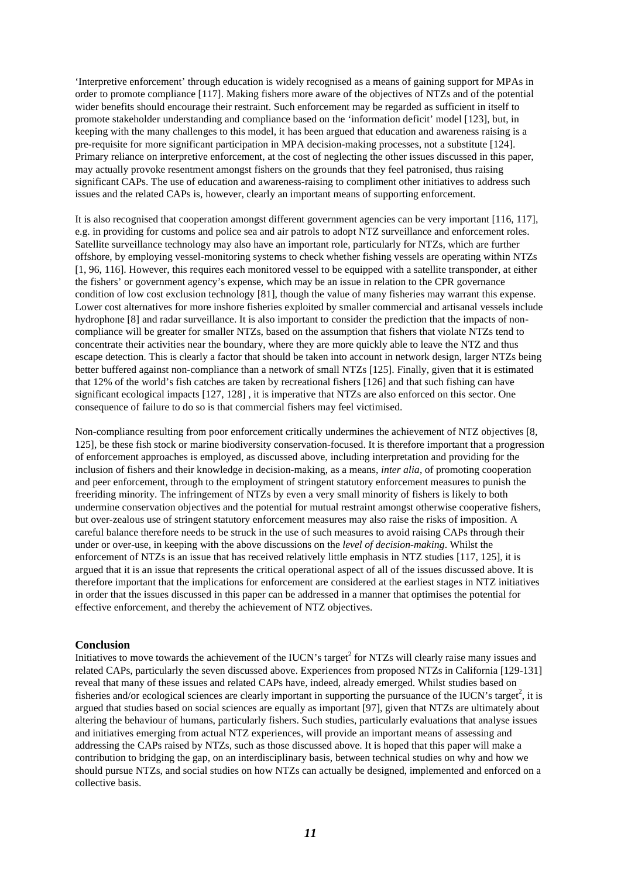'Interpretive enforcement' through education is widely recognised as a means of gaining support for MPAs in order to promote compliance [117]. Making fishers more aware of the objectives of NTZs and of the potential wider benefits should encourage their restraint. Such enforcement may be regarded as sufficient in itself to promote stakeholder understanding and compliance based on the 'information deficit' model [123], but, in keeping with the many challenges to this model, it has been argued that education and awareness raising is a pre-requisite for more significant participation in MPA decision-making processes, not a substitute [124]. Primary reliance on interpretive enforcement, at the cost of neglecting the other issues discussed in this paper, may actually provoke resentment amongst fishers on the grounds that they feel patronised, thus raising significant CAPs. The use of education and awareness-raising to compliment other initiatives to address such issues and the related CAPs is, however, clearly an important means of supporting enforcement.

It is also recognised that cooperation amongst different government agencies can be very important [116, 117], e.g. in providing for customs and police sea and air patrols to adopt NTZ surveillance and enforcement roles. Satellite surveillance technology may also have an important role, particularly for NTZs, which are further offshore, by employing vessel-monitoring systems to check whether fishing vessels are operating within NTZs [1, 96, 116]. However, this requires each monitored vessel to be equipped with a satellite transponder, at either the fishers' or government agency's expense, which may be an issue in relation to the CPR governance condition of low cost exclusion technology [81], though the value of many fisheries may warrant this expense. Lower cost alternatives for more inshore fisheries exploited by smaller commercial and artisanal vessels include hydrophone [8] and radar surveillance. It is also important to consider the prediction that the impacts of non-compliance will be greater for smaller NTZs, based on the assumption that fishers that violate NTZs tend to concentrate their activities near the boundary, where they are more quickly able to leave the NTZ and thus escape detection. This is clearly a factor that should be taken into account in network design, larger NTZs being better buffered against non-compliance than a network of small NTZs [125]. Finally, given that it is estimated that 12% of the world's fish catches are taken by recreational fishers [126] and that such fishing can have significant ecological impacts [127, 128] , it is imperative that NTZs are also enforced on this sector. One consequence of failure to do so is that commercial fishers may feel victimised.

Non-compliance resulting from poor enforcement critically undermines the achievement of NTZ objectives [8, 125], be these fish stock or marine biodiversity conservation-focused. It is therefore important that a progression of enforcement approaches is employed, as discussed above, including interpretation and providing for the inclusion of fishers and their knowledge in decision-making, as a means, *inter alia*, of promoting cooperation and peer enforcement, through to the employment of stringent statutory enforcement measures to punish the freeriding minority. The infringement of NTZs by even a very small minority of fishers is likely to both undermine conservation objectives and the potential for mutual restraint amongst otherwise cooperative fishers, but over-zealous use of stringent statutory enforcement measures may also raise the risks of imposition. A careful balance therefore needs to be struck in the use of such measures to avoid raising CAPs through their under or over-use, in keeping with the above discussions on the *level of decision-making*. Whilst the enforcement of NTZs is an issue that has received relatively little emphasis in NTZ studies [117, 125], it is argued that it is an issue that represents the critical operational aspect of all of the issues discussed above. It is therefore important that the implications for enforcement are considered at the earliest stages in NTZ initiatives in order that the issues discussed in this paper can be addressed in a manner that optimises the potential for effective enforcement, and thereby the achievement of NTZ objectives.

## Conclusion

Initiatives to move towards the achievement of the IUCN's target[2] for NTZs will clearly raise many issues and related CAPs, particularly the seven discussed above. Experiences from proposed NTZs in California [129-131] reveal that many of these issues and related CAPs have, indeed, already emerged. Whilst studies based on fisheries and/or ecological sciences are clearly important in supporting the pursuance of the IUCN's target[2], it is argued that studies based on social sciences are equally as important [97], given that NTZs are ultimately about altering the behaviour of humans, particularly fishers. Such studies, particularly evaluations that analyse issues and initiatives emerging from actual NTZ experiences, will provide an important means of assessing and addressing the CAPs raised by NTZs, such as those discussed above. It is hoped that this paper will make a contribution to bridging the gap, on an interdisciplinary basis, between technical studies on why and how we should pursue NTZs, and social studies on how NTZs can actually be designed, implemented and enforced on a collective basis.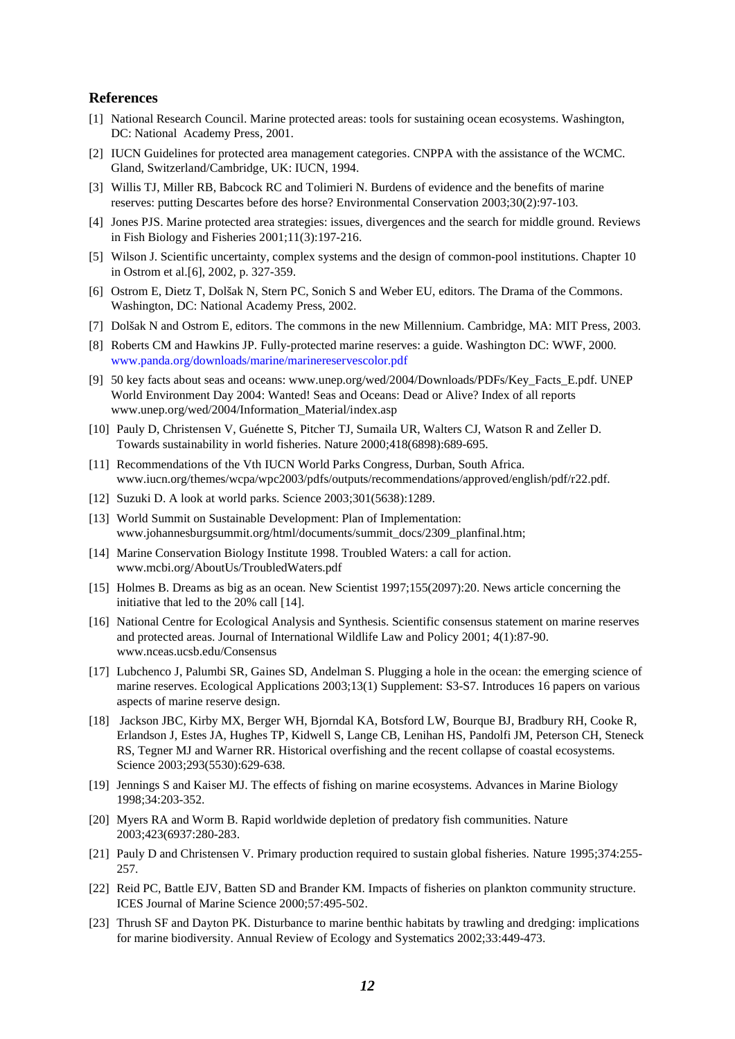## References

[1] National Research Council. Marine protected areas: tools for sustaining ocean ecosystems. Washington, DC: National Academy Press, 2001.

[2] IUCN Guidelines for protected area management categories. CNPPA with the assistance of the WCMC. Gland, Switzerland/Cambridge, UK: IUCN, 1994.

[3] Willis TJ, Miller RB, Babcock RC and Tolimieri N. Burdens of evidence and the benefits of marine reserves: putting Descartes before des horse? Environmental Conservation 2003;30(2):97-103.

[4] Jones PJS. Marine protected area strategies: issues, divergences and the search for middle ground. Reviews in Fish Biology and Fisheries 2001;11(3):197-216.

[5] Wilson J. Scientific uncertainty, complex systems and the design of common-pool institutions. Chapter 10 in Ostrom et al.[6], 2002, p. 327-359.

[6] Ostrom E, Dietz T, Dolšak N, Stern PC, Sonich S and Weber EU, editors. The Drama of the Commons. Washington, DC: National Academy Press, 2002.

[7] Dolšak N and Ostrom E, editors. The commons in the new Millennium. Cambridge, MA: MIT Press, 2003.

[8] Roberts CM and Hawkins JP. Fully-protected marine reserves: a guide. Washington DC: WWF, 2000. www.panda.org/downloads/marine/marinereservescolor.pdf

[9] 50 key facts about seas and oceans: www.unep.org/wed/2004/Downloads/PDFs/Key_Facts_E.pdf. UNEP World Environment Day 2004: Wanted! Seas and Oceans: Dead or Alive? Index of all reports www.unep.org/wed/2004/Information_Material/index.asp

[10] Pauly D, Christensen V, Guénette S, Pitcher TJ, Sumaila UR, Walters CJ, Watson R and Zeller D. Towards sustainability in world fisheries. Nature 2000;418(6898):689-695.

[11] Recommendations of the Vth IUCN World Parks Congress, Durban, South Africa. www.iucn.org/themes/wcpa/wpc2003/pdfs/outputs/recommendations/approved/english/pdf/r22.pdf.

[12] Suzuki D. A look at world parks. Science 2003;301(5638):1289.

[13] World Summit on Sustainable Development: Plan of Implementation: www.johannesburgsummit.org/html/documents/summit_docs/2309_planfinal.htm;

[14] Marine Conservation Biology Institute 1998. Troubled Waters: a call for action. www.mcbi.org/AboutUs/TroubledWaters.pdf

[15] Holmes B. Dreams as big as an ocean. New Scientist 1997;155(2097):20. News article concerning the initiative that led to the 20% call [14].

[16] National Centre for Ecological Analysis and Synthesis. Scientific consensus statement on marine reserves and protected areas. Journal of International Wildlife Law and Policy 2001; 4(1):87-90. www.nceas.ucsb.edu/Consensus

[17] Lubchenco J, Palumbi SR, Gaines SD, Andelman S. Plugging a hole in the ocean: the emerging science of marine reserves. Ecological Applications 2003;13(1) Supplement: S3-S7. Introduces 16 papers on various aspects of marine reserve design.

[18] Jackson JBC, Kirby MX, Berger WH, Bjorndal KA, Botsford LW, Bourque BJ, Bradbury RH, Cooke R, Erlandson J, Estes JA, Hughes TP, Kidwell S, Lange CB, Lenihan HS, Pandolfi JM, Peterson CH, Steneck RS, Tegner MJ and Warner RR. Historical overfishing and the recent collapse of coastal ecosystems. Science 2003;293(5530):629-638.

[19] Jennings S and Kaiser MJ. The effects of fishing on marine ecosystems. Advances in Marine Biology 1998;34:203-352.

[20] Myers RA and Worm B. Rapid worldwide depletion of predatory fish communities. Nature 2003;423(6937:280-283.

[21] Pauly D and Christensen V. Primary production required to sustain global fisheries. Nature 1995;374:255-257.

[22] Reid PC, Battle EJV, Batten SD and Brander KM. Impacts of fisheries on plankton community structure. ICES Journal of Marine Science 2000;57:495-502.

[23] Thrush SF and Dayton PK. Disturbance to marine benthic habitats by trawling and dredging: implications for marine biodiversity. Annual Review of Ecology and Systematics 2002;33:449-473.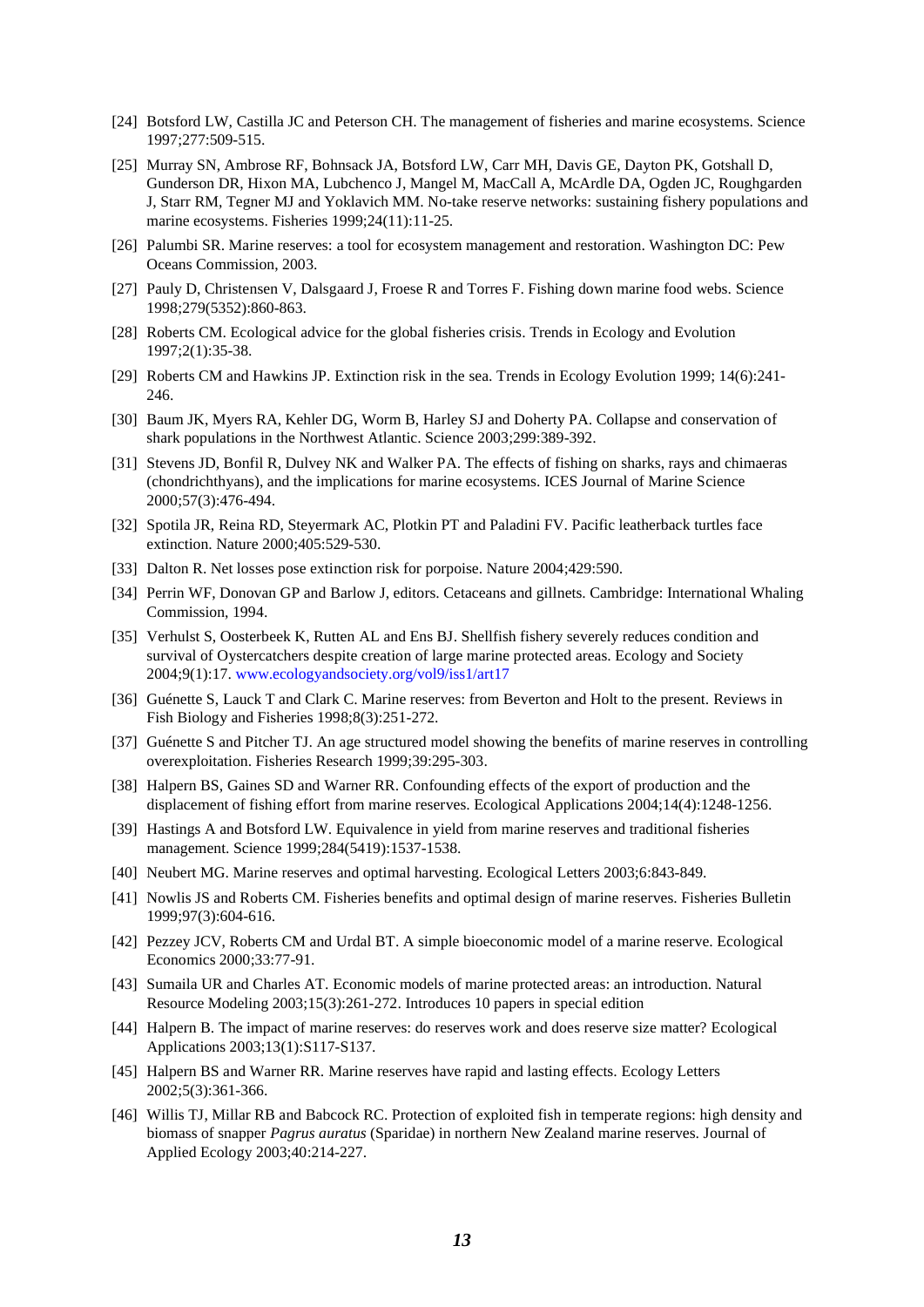[24] Botsford LW, Castilla JC and Peterson CH. The management of fisheries and marine ecosystems. Science 1997;277:509-515.

[25] Murray SN, Ambrose RF, Bohnsack JA, Botsford LW, Carr MH, Davis GE, Dayton PK, Gotshall D, Gunderson DR, Hixon MA, Lubchenco J, Mangel M, MacCall A, McArdle DA, Ogden JC, Roughgarden J, Starr RM, Tegner MJ and Yoklavich MM. No-take reserve networks: sustaining fishery populations and marine ecosystems. Fisheries 1999;24(11):11-25.

[26] Palumbi SR. Marine reserves: a tool for ecosystem management and restoration. Washington DC: Pew Oceans Commission, 2003.

[27] Pauly D, Christensen V, Dalsgaard J, Froese R and Torres F. Fishing down marine food webs. Science 1998;279(5352):860-863.

[28] Roberts CM. Ecological advice for the global fisheries crisis. Trends in Ecology and Evolution 1997;2(1):35-38.

[29] Roberts CM and Hawkins JP. Extinction risk in the sea. Trends in Ecology Evolution 1999; 14(6):241-246.

[30] Baum JK, Myers RA, Kehler DG, Worm B, Harley SJ and Doherty PA. Collapse and conservation of shark populations in the Northwest Atlantic. Science 2003;299:389-392.

[31] Stevens JD, Bonfil R, Dulvey NK and Walker PA. The effects of fishing on sharks, rays and chimaeras (chondrichthyans), and the implications for marine ecosystems. ICES Journal of Marine Science 2000;57(3):476-494.

[32] Spotila JR, Reina RD, Steyermark AC, Plotkin PT and Paladini FV. Pacific leatherback turtles face extinction. Nature 2000;405:529-530.

[33] Dalton R. Net losses pose extinction risk for porpoise. Nature 2004;429:590.

[34] Perrin WF, Donovan GP and Barlow J, editors. Cetaceans and gillnets. Cambridge: International Whaling Commission, 1994.

[35] Verhulst S, Oosterbeek K, Rutten AL and Ens BJ. Shellfish fishery severely reduces condition and survival of Oystercatchers despite creation of large marine protected areas. Ecology and Society 2004;9(1):17. www.ecologyandsociety.org/vol9/iss1/art17

[36] Guénette S, Lauck T and Clark C. Marine reserves: from Beverton and Holt to the present. Reviews in Fish Biology and Fisheries 1998;8(3):251-272.

[37] Guénette S and Pitcher TJ. An age structured model showing the benefits of marine reserves in controlling overexploitation. Fisheries Research 1999;39:295-303.

[38] Halpern BS, Gaines SD and Warner RR. Confounding effects of the export of production and the displacement of fishing effort from marine reserves. Ecological Applications 2004;14(4):1248-1256.

[39] Hastings A and Botsford LW. Equivalence in yield from marine reserves and traditional fisheries management. Science 1999;284(5419):1537-1538.

[40] Neubert MG. Marine reserves and optimal harvesting. Ecological Letters 2003;6:843-849.

[41] Nowlis JS and Roberts CM. Fisheries benefits and optimal design of marine reserves. Fisheries Bulletin 1999;97(3):604-616.

[42] Pezzey JCV, Roberts CM and Urdal BT. A simple bioeconomic model of a marine reserve. Ecological Economics 2000;33:77-91.

[43] Sumaila UR and Charles AT. Economic models of marine protected areas: an introduction. Natural Resource Modeling 2003;15(3):261-272. Introduces 10 papers in special edition

[44] Halpern B. The impact of marine reserves: do reserves work and does reserve size matter? Ecological Applications 2003;13(1):S117-S137.

[45] Halpern BS and Warner RR. Marine reserves have rapid and lasting effects. Ecology Letters 2002;5(3):361-366.

[46] Willis TJ, Millar RB and Babcock RC. Protection of exploited fish in temperate regions: high density and biomass of snapper *Pagrus auratus* (Sparidae) in northern New Zealand marine reserves. Journal of Applied Ecology 2003;40:214-227.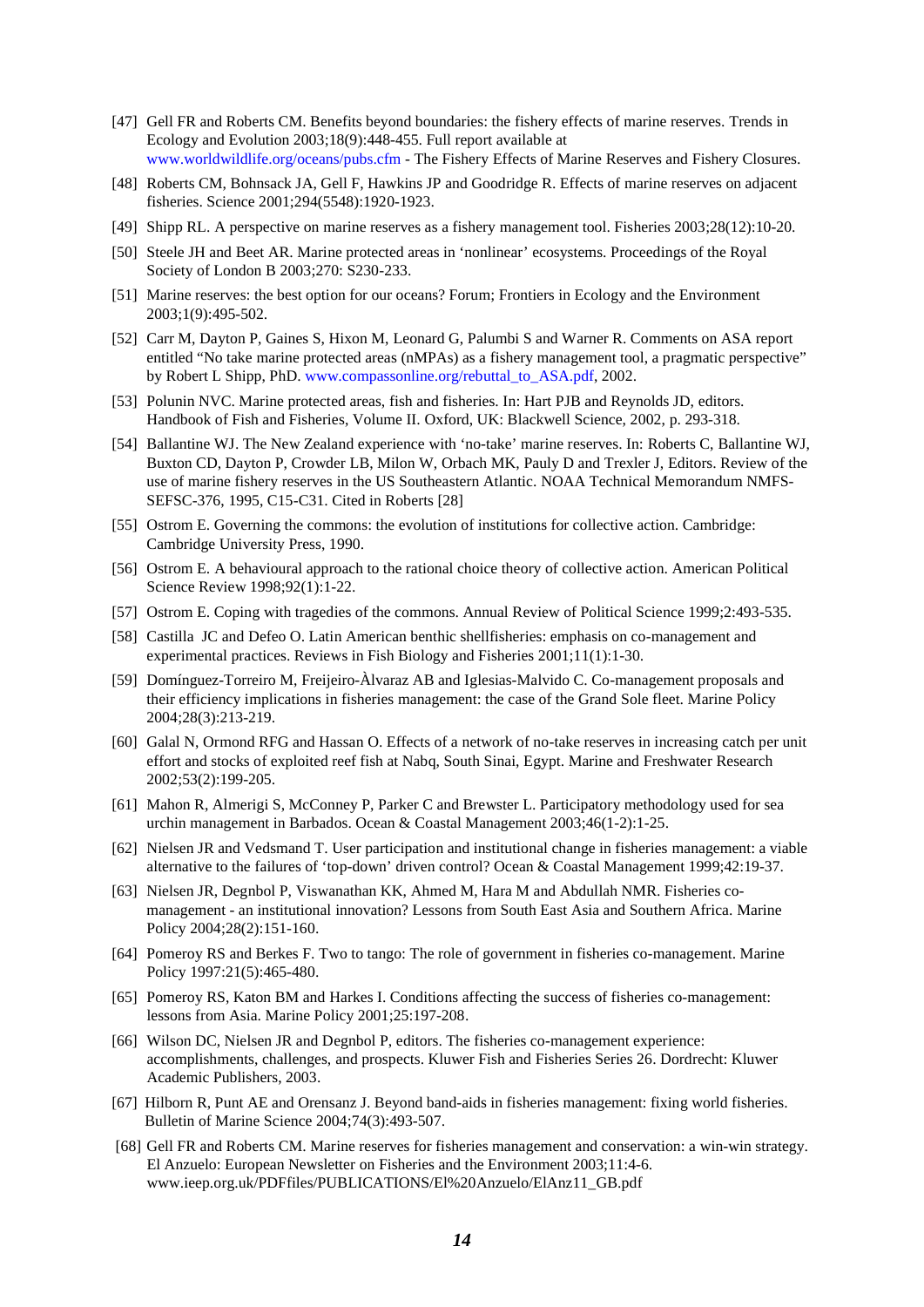[47] Gell FR and Roberts CM. Benefits beyond boundaries: the fishery effects of marine reserves. Trends in Ecology and Evolution 2003;18(9):448-455. Full report available at www.worldwildlife.org/oceans/pubs.cfm - The Fishery Effects of Marine Reserves and Fishery Closures.

[48] Roberts CM, Bohnsack JA, Gell F, Hawkins JP and Goodridge R. Effects of marine reserves on adjacent fisheries. Science 2001;294(5548):1920-1923.

[49] Shipp RL. A perspective on marine reserves as a fishery management tool. Fisheries 2003;28(12):10-20.

[50] Steele JH and Beet AR. Marine protected areas in 'nonlinear' ecosystems. Proceedings of the Royal Society of London B 2003;270: S230-233.

[51] Marine reserves: the best option for our oceans? Forum; Frontiers in Ecology and the Environment 2003;1(9):495-502.

[52] Carr M, Dayton P, Gaines S, Hixon M, Leonard G, Palumbi S and Warner R. Comments on ASA report entitled "No take marine protected areas (nMPAs) as a fishery management tool, a pragmatic perspective" by Robert L Shipp, PhD. www.compassonline.org/rebuttal_to_ASA.pdf, 2002.

[53] Polunin NVC. Marine protected areas, fish and fisheries. In: Hart PJB and Reynolds JD, editors. Handbook of Fish and Fisheries, Volume II. Oxford, UK: Blackwell Science, 2002, p. 293-318.

[54] Ballantine WJ. The New Zealand experience with 'no-take' marine reserves. In: Roberts C, Ballantine WJ, Buxton CD, Dayton P, Crowder LB, Milon W, Orbach MK, Pauly D and Trexler J, Editors. Review of the use of marine fishery reserves in the US Southeastern Atlantic. NOAA Technical Memorandum NMFS-SEFSC-376, 1995, C15-C31. Cited in Roberts [28]

[55] Ostrom E. Governing the commons: the evolution of institutions for collective action. Cambridge: Cambridge University Press, 1990.

[56] Ostrom E. A behavioural approach to the rational choice theory of collective action. American Political Science Review 1998;92(1):1-22.

[57] Ostrom E. Coping with tragedies of the commons. Annual Review of Political Science 1999;2:493-535.

[58] Castilla JC and Defeo O. Latin American benthic shellfisheries: emphasis on co-management and experimental practices. Reviews in Fish Biology and Fisheries 2001;11(1):1-30.

[59] Domínguez-Torreiro M, Freijeiro-Àlvaraz AB and Iglesias-Malvido C. Co-management proposals and their efficiency implications in fisheries management: the case of the Grand Sole fleet. Marine Policy 2004;28(3):213-219.

[60] Galal N, Ormond RFG and Hassan O. Effects of a network of no-take reserves in increasing catch per unit effort and stocks of exploited reef fish at Nabq, South Sinai, Egypt. Marine and Freshwater Research 2002;53(2):199-205.

[61] Mahon R, Almerigi S, McConney P, Parker C and Brewster L. Participatory methodology used for sea urchin management in Barbados. Ocean & Coastal Management 2003;46(1-2):1-25.

[62] Nielsen JR and Vedsmand T. User participation and institutional change in fisheries management: a viable alternative to the failures of 'top-down' driven control? Ocean & Coastal Management 1999;42:19-37.

[63] Nielsen JR, Degnbol P, Viswanathan KK, Ahmed M, Hara M and Abdullah NMR. Fisheries co-management - an institutional innovation? Lessons from South East Asia and Southern Africa. Marine Policy 2004;28(2):151-160.

[64] Pomeroy RS and Berkes F. Two to tango: The role of government in fisheries co-management. Marine Policy 1997:21(5):465-480.

[65] Pomeroy RS, Katon BM and Harkes I. Conditions affecting the success of fisheries co-management: lessons from Asia. Marine Policy 2001;25:197-208.

[66] Wilson DC, Nielsen JR and Degnbol P, editors. The fisheries co-management experience: accomplishments, challenges, and prospects. Kluwer Fish and Fisheries Series 26. Dordrecht: Kluwer Academic Publishers, 2003.

[67] Hilborn R, Punt AE and Orensanz J. Beyond band-aids in fisheries management: fixing world fisheries. Bulletin of Marine Science 2004;74(3):493-507.

[68] Gell FR and Roberts CM. Marine reserves for fisheries management and conservation: a win-win strategy. El Anzuelo: European Newsletter on Fisheries and the Environment 2003;11:4-6. www.ieep.org.uk/PDFfiles/PUBLICATIONS/El%20Anzuelo/ElAnz11_GB.pdf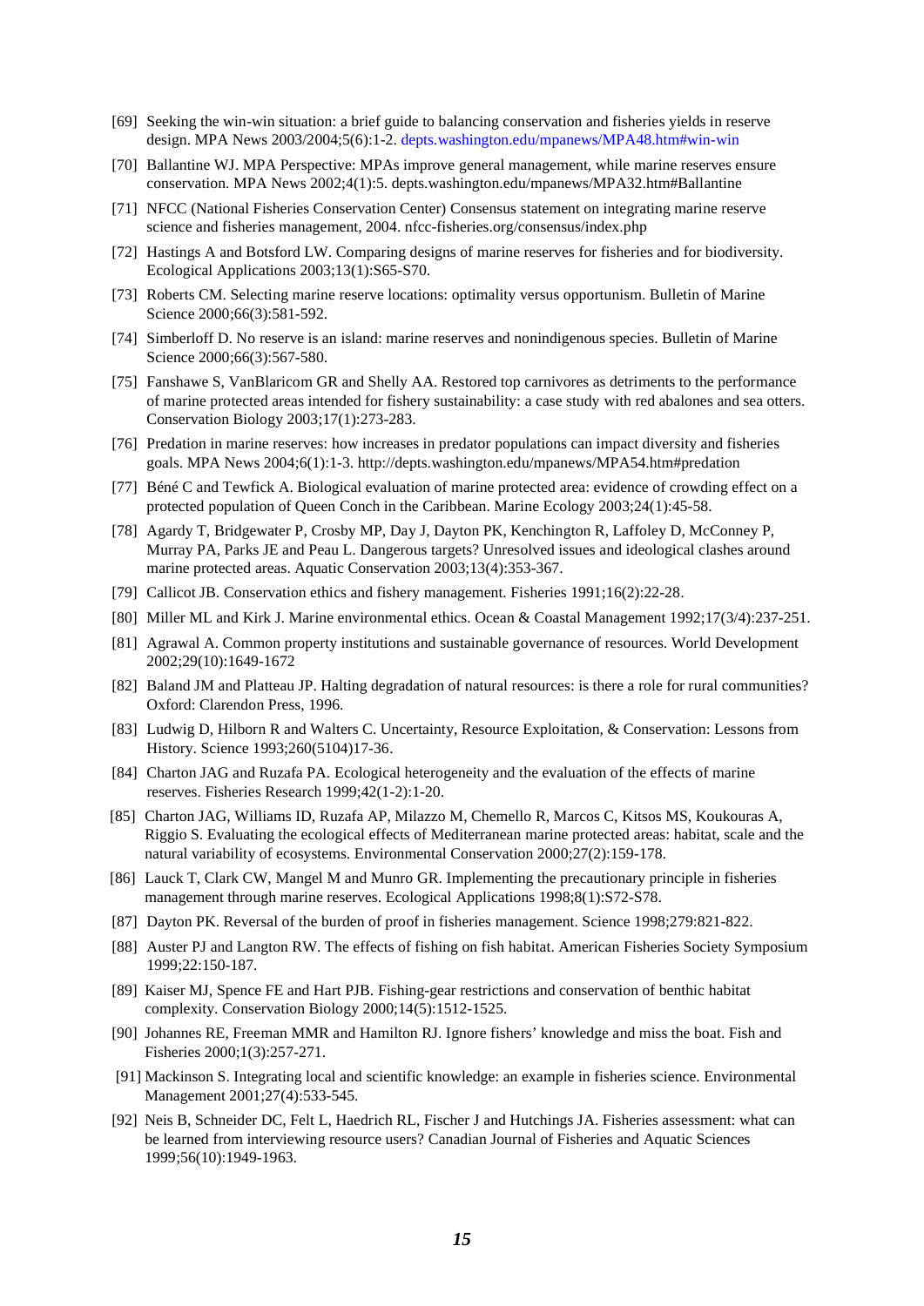[69] Seeking the win-win situation: a brief guide to balancing conservation and fisheries yields in reserve design. MPA News 2003/2004;5(6):1-2. depts.washington.edu/mpanews/MPA48.htm#win-win

[70] Ballantine WJ. MPA Perspective: MPAs improve general management, while marine reserves ensure conservation. MPA News 2002;4(1):5. depts.washington.edu/mpanews/MPA32.htm#Ballantine

[71] NFCC (National Fisheries Conservation Center) Consensus statement on integrating marine reserve science and fisheries management, 2004. nfcc-fisheries.org/consensus/index.php

[72] Hastings A and Botsford LW. Comparing designs of marine reserves for fisheries and for biodiversity. Ecological Applications 2003;13(1):S65-S70.

[73] Roberts CM. Selecting marine reserve locations: optimality versus opportunism. Bulletin of Marine Science 2000;66(3):581-592.

[74] Simberloff D. No reserve is an island: marine reserves and nonindigenous species. Bulletin of Marine Science 2000;66(3):567-580.

[75] Fanshawe S, VanBlaricom GR and Shelly AA. Restored top carnivores as detriments to the performance of marine protected areas intended for fishery sustainability: a case study with red abalones and sea otters. Conservation Biology 2003;17(1):273-283.

[76] Predation in marine reserves: how increases in predator populations can impact diversity and fisheries goals. MPA News 2004;6(1):1-3. http://depts.washington.edu/mpanews/MPA54.htm#predation

[77] Béné C and Tewfick A. Biological evaluation of marine protected area: evidence of crowding effect on a protected population of Queen Conch in the Caribbean. Marine Ecology 2003;24(1):45-58.

[78] Agardy T, Bridgewater P, Crosby MP, Day J, Dayton PK, Kenchington R, Laffoley D, McConney P, Murray PA, Parks JE and Peau L. Dangerous targets? Unresolved issues and ideological clashes around marine protected areas. Aquatic Conservation 2003;13(4):353-367.

[79] Callicot JB. Conservation ethics and fishery management. Fisheries 1991;16(2):22-28.

[80] Miller ML and Kirk J. Marine environmental ethics. Ocean & Coastal Management 1992;17(3/4):237-251.

[81] Agrawal A. Common property institutions and sustainable governance of resources. World Development 2002;29(10):1649-1672

[82] Baland JM and Platteau JP. Halting degradation of natural resources: is there a role for rural communities? Oxford: Clarendon Press, 1996.

[83] Ludwig D, Hilborn R and Walters C. Uncertainty, Resource Exploitation, & Conservation: Lessons from History. Science 1993;260(5104)17-36.

[84] Charton JAG and Ruzafa PA. Ecological heterogeneity and the evaluation of the effects of marine reserves. Fisheries Research 1999;42(1-2):1-20.

[85] Charton JAG, Williams ID, Ruzafa AP, Milazzo M, Chemello R, Marcos C, Kitsos MS, Koukouras A, Riggio S. Evaluating the ecological effects of Mediterranean marine protected areas: habitat, scale and the natural variability of ecosystems. Environmental Conservation 2000;27(2):159-178.

[86] Lauck T, Clark CW, Mangel M and Munro GR. Implementing the precautionary principle in fisheries management through marine reserves. Ecological Applications 1998;8(1):S72-S78.

[87] Dayton PK. Reversal of the burden of proof in fisheries management. Science 1998;279:821-822.

[88] Auster PJ and Langton RW. The effects of fishing on fish habitat. American Fisheries Society Symposium 1999;22:150-187.

[89] Kaiser MJ, Spence FE and Hart PJB. Fishing-gear restrictions and conservation of benthic habitat complexity. Conservation Biology 2000;14(5):1512-1525.

[90] Johannes RE, Freeman MMR and Hamilton RJ. Ignore fishers' knowledge and miss the boat. Fish and Fisheries 2000;1(3):257-271.

[91] Mackinson S. Integrating local and scientific knowledge: an example in fisheries science. Environmental Management 2001;27(4):533-545.

[92] Neis B, Schneider DC, Felt L, Haedrich RL, Fischer J and Hutchings JA. Fisheries assessment: what can be learned from interviewing resource users? Canadian Journal of Fisheries and Aquatic Sciences 1999;56(10):1949-1963.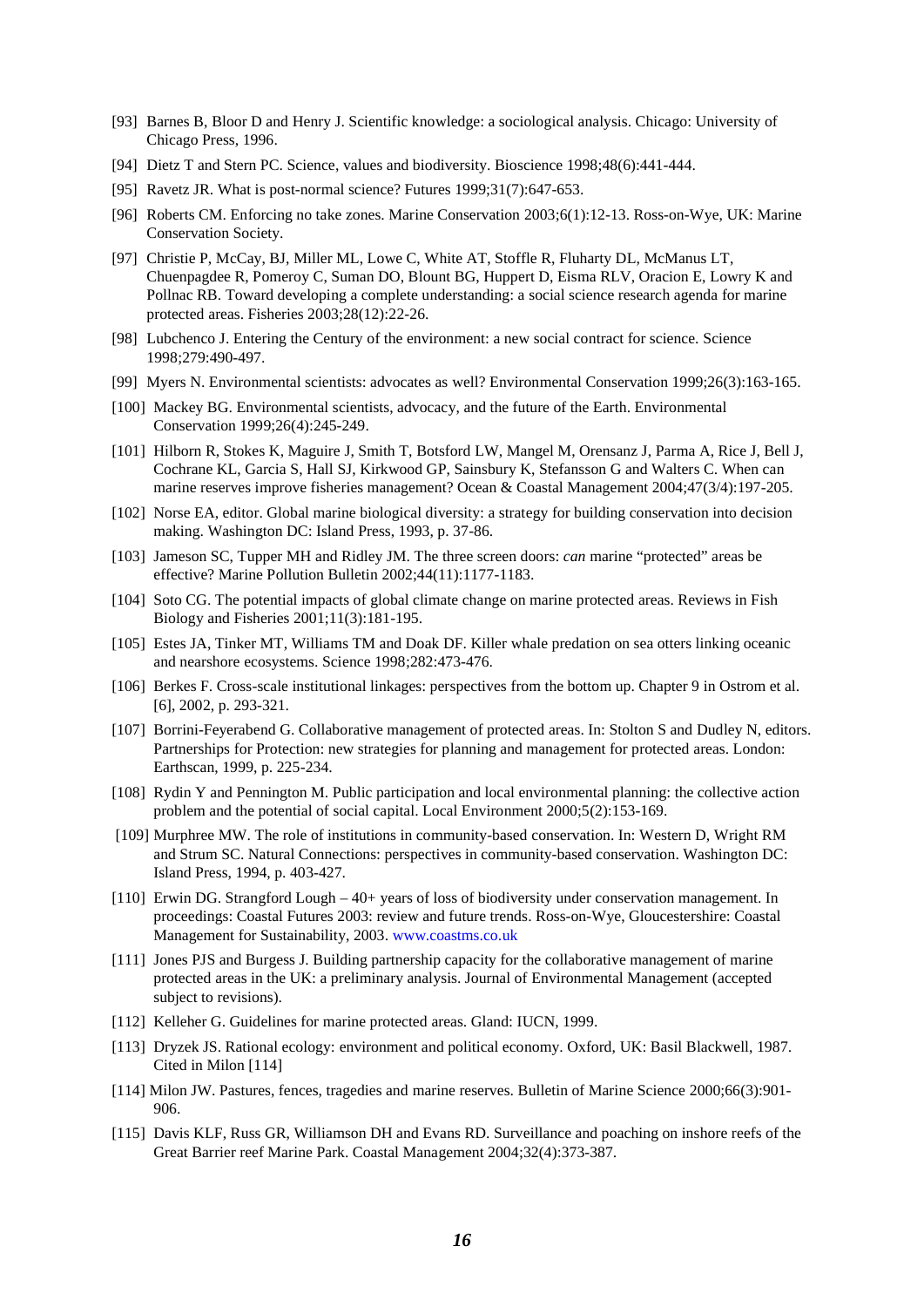[93] Barnes B, Bloor D and Henry J. Scientific knowledge: a sociological analysis. Chicago: University of Chicago Press, 1996.

[94] Dietz T and Stern PC. Science, values and biodiversity. Bioscience 1998;48(6):441-444.

[95] Ravetz JR. What is post-normal science? Futures 1999;31(7):647-653.

[96] Roberts CM. Enforcing no take zones. Marine Conservation 2003;6(1):12-13. Ross-on-Wye, UK: Marine Conservation Society.

[97] Christie P, McCay, BJ, Miller ML, Lowe C, White AT, Stoffle R, Fluharty DL, McManus LT, Chuenpagdee R, Pomeroy C, Suman DO, Blount BG, Huppert D, Eisma RLV, Oracion E, Lowry K and Pollnac RB. Toward developing a complete understanding: a social science research agenda for marine protected areas. Fisheries 2003;28(12):22-26.

[98] Lubchenco J. Entering the Century of the environment: a new social contract for science. Science 1998;279:490-497.

[99] Myers N. Environmental scientists: advocates as well? Environmental Conservation 1999;26(3):163-165.

[100] Mackey BG. Environmental scientists, advocacy, and the future of the Earth. Environmental Conservation 1999;26(4):245-249.

[101] Hilborn R, Stokes K, Maguire J, Smith T, Botsford LW, Mangel M, Orensanz J, Parma A, Rice J, Bell J, Cochrane KL, Garcia S, Hall SJ, Kirkwood GP, Sainsbury K, Stefansson G and Walters C. When can marine reserves improve fisheries management? Ocean & Coastal Management 2004;47(3/4):197-205.

[102] Norse EA, editor. Global marine biological diversity: a strategy for building conservation into decision making. Washington DC: Island Press, 1993, p. 37-86.

[103] Jameson SC, Tupper MH and Ridley JM. The three screen doors: *can* marine "protected" areas be effective? Marine Pollution Bulletin 2002;44(11):1177-1183.

[104] Soto CG. The potential impacts of global climate change on marine protected areas. Reviews in Fish Biology and Fisheries 2001;11(3):181-195.

[105] Estes JA, Tinker MT, Williams TM and Doak DF. Killer whale predation on sea otters linking oceanic and nearshore ecosystems. Science 1998;282:473-476.

[106] Berkes F. Cross-scale institutional linkages: perspectives from the bottom up. Chapter 9 in Ostrom et al. [6], 2002, p. 293-321.

[107] Borrini-Feyerabend G. Collaborative management of protected areas. In: Stolton S and Dudley N, editors. Partnerships for Protection: new strategies for planning and management for protected areas. London: Earthscan, 1999, p. 225-234.

[108] Rydin Y and Pennington M. Public participation and local environmental planning: the collective action problem and the potential of social capital. Local Environment 2000;5(2):153-169.

[109] Murphree MW. The role of institutions in community-based conservation. In: Western D, Wright RM and Strum SC. Natural Connections: perspectives in community-based conservation. Washington DC: Island Press, 1994, p. 403-427.

[110] Erwin DG. Strangford Lough – 40+ years of loss of biodiversity under conservation management. In proceedings: Coastal Futures 2003: review and future trends. Ross-on-Wye, Gloucestershire: Coastal Management for Sustainability, 2003. www.coastms.co.uk

[111] Jones PJS and Burgess J. Building partnership capacity for the collaborative management of marine protected areas in the UK: a preliminary analysis. Journal of Environmental Management (accepted subject to revisions).

[112] Kelleher G. Guidelines for marine protected areas. Gland: IUCN, 1999.

[113] Dryzek JS. Rational ecology: environment and political economy. Oxford, UK: Basil Blackwell, 1987. Cited in Milon [114]

[114] Milon JW. Pastures, fences, tragedies and marine reserves. Bulletin of Marine Science 2000;66(3):901-906.

[115] Davis KLF, Russ GR, Williamson DH and Evans RD. Surveillance and poaching on inshore reefs of the Great Barrier reef Marine Park. Coastal Management 2004;32(4):373-387.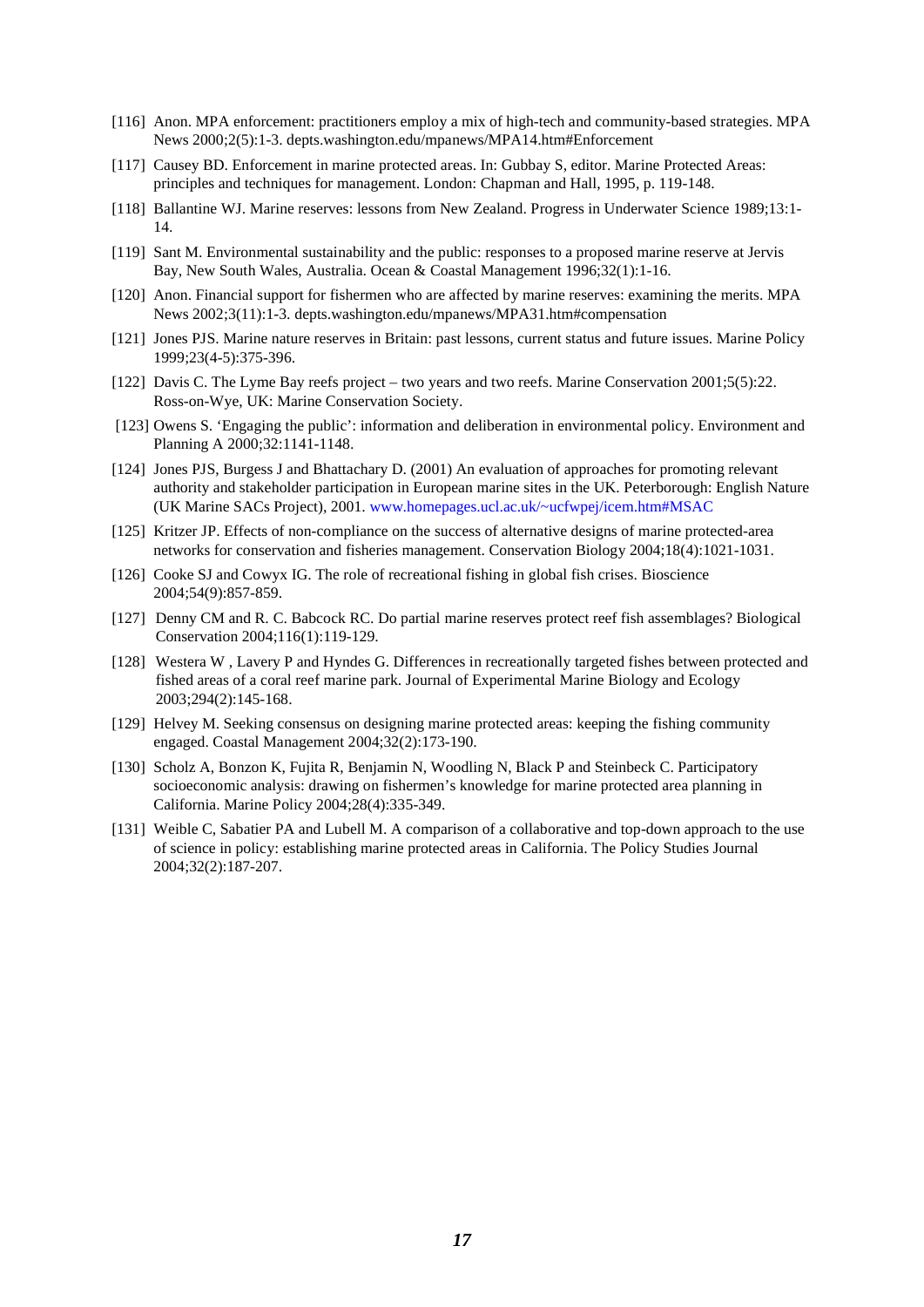[116] Anon. MPA enforcement: practitioners employ a mix of high-tech and community-based strategies. MPA News 2000;2(5):1-3. depts.washington.edu/mpanews/MPA14.htm#Enforcement

[117] Causey BD. Enforcement in marine protected areas. In: Gubbay S, editor. Marine Protected Areas: principles and techniques for management. London: Chapman and Hall, 1995, p. 119-148.

[118] Ballantine WJ. Marine reserves: lessons from New Zealand. Progress in Underwater Science 1989;13:1-14.

[119] Sant M. Environmental sustainability and the public: responses to a proposed marine reserve at Jervis Bay, New South Wales, Australia. Ocean & Coastal Management 1996;32(1):1-16.

[120] Anon. Financial support for fishermen who are affected by marine reserves: examining the merits. MPA News 2002;3(11):1-3. depts.washington.edu/mpanews/MPA31.htm#compensation

[121] Jones PJS. Marine nature reserves in Britain: past lessons, current status and future issues. Marine Policy 1999;23(4-5):375-396.

[122] Davis C. The Lyme Bay reefs project – two years and two reefs. Marine Conservation 2001;5(5):22. Ross-on-Wye, UK: Marine Conservation Society.

[123] Owens S. 'Engaging the public': information and deliberation in environmental policy. Environment and Planning A 2000;32:1141-1148.

[124] Jones PJS, Burgess J and Bhattachary D. (2001) An evaluation of approaches for promoting relevant authority and stakeholder participation in European marine sites in the UK. Peterborough: English Nature (UK Marine SACs Project), 2001. www.homepages.ucl.ac.uk/~ucfwpej/icem.htm#MSAC

[125] Kritzer JP. Effects of non-compliance on the success of alternative designs of marine protected-area networks for conservation and fisheries management. Conservation Biology 2004;18(4):1021-1031.

[126] Cooke SJ and Cowyx IG. The role of recreational fishing in global fish crises. Bioscience 2004;54(9):857-859.

[127] Denny CM and R. C. Babcock RC. Do partial marine reserves protect reef fish assemblages? Biological Conservation 2004;116(1):119-129.

[128] Westera W , Lavery P and Hyndes G. Differences in recreationally targeted fishes between protected and fished areas of a coral reef marine park. Journal of Experimental Marine Biology and Ecology 2003;294(2):145-168.

[129] Helvey M. Seeking consensus on designing marine protected areas: keeping the fishing community engaged. Coastal Management 2004;32(2):173-190.

[130] Scholz A, Bonzon K, Fujita R, Benjamin N, Woodling N, Black P and Steinbeck C. Participatory socioeconomic analysis: drawing on fishermen's knowledge for marine protected area planning in California. Marine Policy 2004;28(4):335-349.

[131] Weible C, Sabatier PA and Lubell M. A comparison of a collaborative and top-down approach to the use of science in policy: establishing marine protected areas in California. The Policy Studies Journal 2004;32(2):187-207.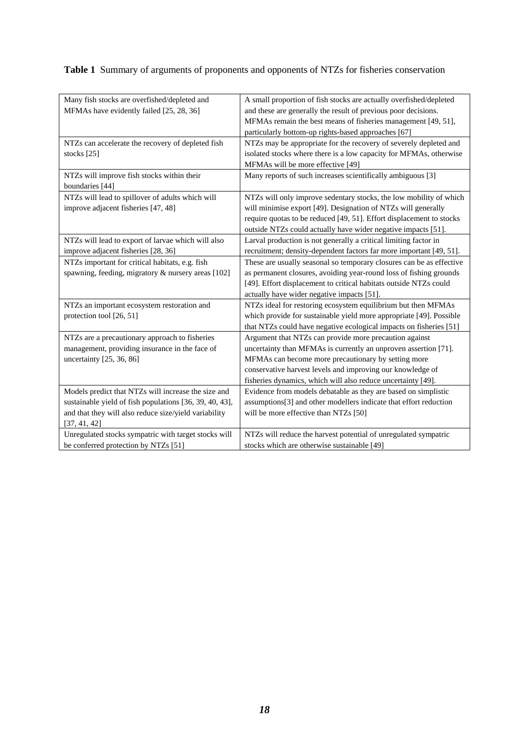**Table 1** Summary of arguments of proponents and opponents of NTZs for fisheries conservation

| | |
|---|---|
| Many fish stocks are overfished/depleted and MFMAs have evidently failed [25, 28, 36] | A small proportion of fish stocks are actually overfished/depleted and these are generally the result of previous poor decisions. MFMAs remain the best means of fisheries management [49, 51], particularly bottom-up rights-based approaches [67] |
| NTZs can accelerate the recovery of depleted fish stocks [25] | NTZs may be appropriate for the recovery of severely depleted and isolated stocks where there is a low capacity for MFMAs, otherwise MFMAs will be more effective [49] |
| NTZs will improve fish stocks within their boundaries [44] | Many reports of such increases scientifically ambiguous [3] |
| NTZs will lead to spillover of adults which will improve adjacent fisheries [47, 48] | NTZs will only improve sedentary stocks, the low mobility of which will minimise export [49]. Designation of NTZs will generally require quotas to be reduced [49, 51]. Effort displacement to stocks outside NTZs could actually have wider negative impacts [51]. |
| NTZs will lead to export of larvae which will also improve adjacent fisheries [28, 36] | Larval production is not generally a critical limiting factor in recruitment; density-dependent factors far more important [49, 51]. |
| NTZs important for critical habitats, e.g. fish spawning, feeding, migratory & nursery areas [102] | These are usually seasonal so temporary closures can be as effective as permanent closures, avoiding year-round loss of fishing grounds [49]. Effort displacement to critical habitats outside NTZs could actually have wider negative impacts [51]. |
| NTZs an important ecosystem restoration and protection tool [26, 51] | NTZs ideal for restoring ecosystem equilibrium but then MFMAs which provide for sustainable yield more appropriate [49]. Possible that NTZs could have negative ecological impacts on fisheries [51] |
| NTZs are a precautionary approach to fisheries management, providing insurance in the face of uncertainty [25, 36, 86] | Argument that NTZs can provide more precaution against uncertainty than MFMAs is currently an unproven assertion [71]. MFMAs can become more precautionary by setting more conservative harvest levels and improving our knowledge of fisheries dynamics, which will also reduce uncertainty [49]. |
| Models predict that NTZs will increase the size and sustainable yield of fish populations [36, 39, 40, 43], and that they will also reduce size/yield variability [37, 41, 42] | Evidence from models debatable as they are based on simplistic assumptions[3] and other modellers indicate that effort reduction will be more effective than NTZs [50] |
| Unregulated stocks sympatric with target stocks will be conferred protection by NTZs [51] | NTZs will reduce the harvest potential of unregulated sympatric stocks which are otherwise sustainable [49] |